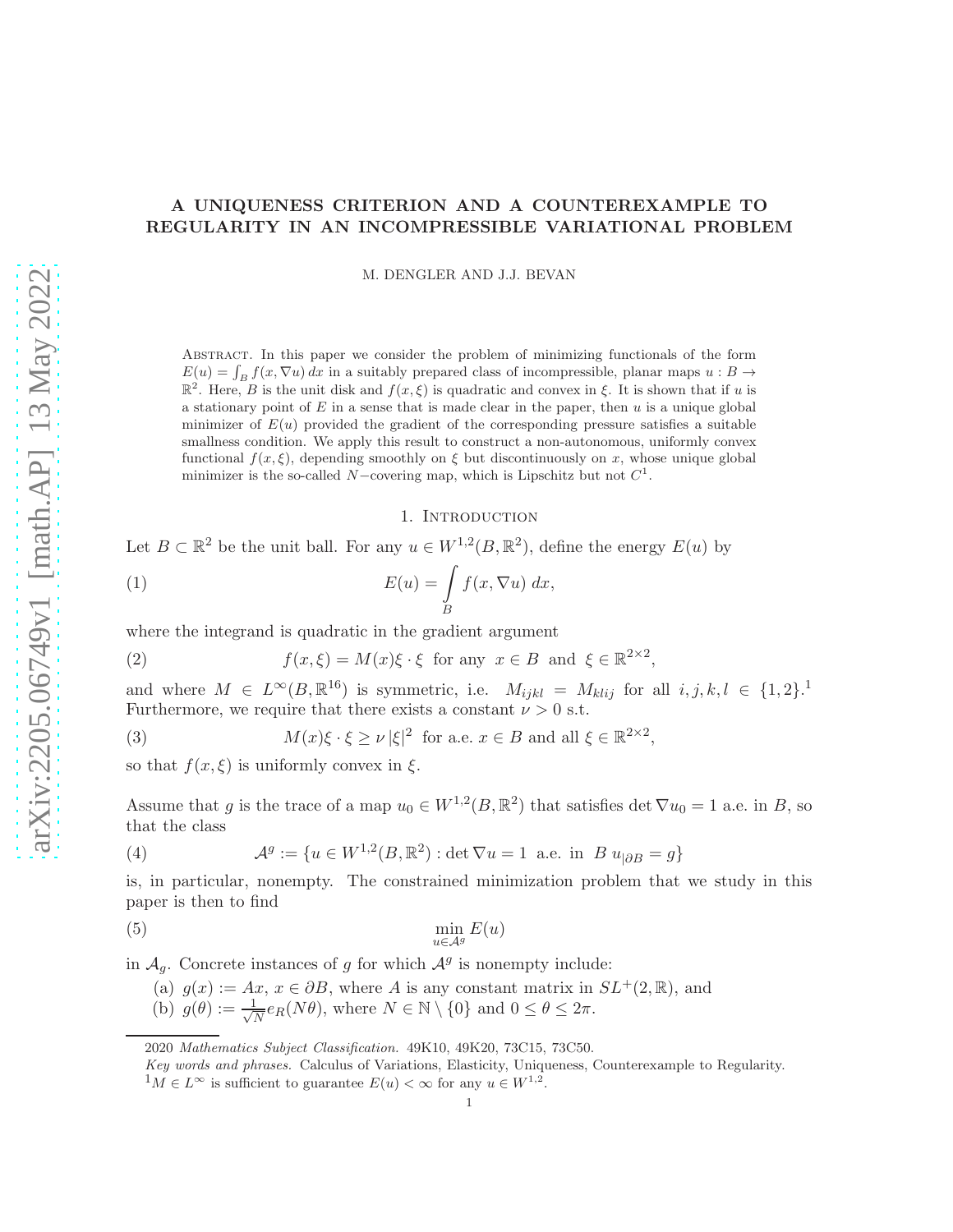# A UNIQUENESS CRITERION AND A COUNTEREXAMPLE TO REGULARITY IN AN INCOMPRESSIBLE VARIATIONAL PROBLEM

M. DENGLER AND J.J. BEVAN

Abstract. In this paper we consider the problem of minimizing functionals of the form $E(u) = \int_B f(x, \nabla u)\,dx$ in a suitably prepared class of incompressible, planar maps $u : B \to \mathbb{R}^2$. Here, $B$ is the unit disk and $f(x, \xi)$ is quadratic and convex in $\xi$. It is shown that if $u$ is a stationary point of $E$ in a sense that is made clear in the paper, then $u$ is a unique global minimizer of $E(u)$ provided the gradient of the corresponding pressure satisfies a suitable smallness condition. We apply this result to construct a non-autonomous, uniformly convex functional $f(x, \xi)$, depending smoothly on $\xi$ but discontinuously on $x$, whose unique global minimizer is the so-called $N$−covering map, which is Lipschitz but not $C^1$.

## 1. Introduction

Let $B \subset \mathbb{R}^2$ be the unit ball. For any $u \in W^{1,2}(B, \mathbb{R}^2)$, define the energy $E(u)$ by

$$E(u) = \int_B f(x, \nabla u)\,dx, \tag{1}$$

where the integrand is quadratic in the gradient argument

$$f(x, \xi) = M(x)\xi \cdot \xi \;\text{ for any }\; x \in B \;\text{ and }\; \xi \in \mathbb{R}^{2\times 2}, \tag{2}$$

and where $M \in L^\infty(B, \mathbb{R}^{16})$ is symmetric, i.e. $M_{ijkl} = M_{klij}$ for all $i, j, k, l \in \{1, 2\}$.[1] Furthermore, we require that there exists a constant $\nu > 0$ s.t.

$$M(x)\xi \cdot \xi \geq \nu\, |\xi|^2 \;\text{ for a.e. } x \in B \text{ and all } \xi \in \mathbb{R}^{2\times 2}, \tag{3}$$

so that $f(x, \xi)$ is uniformly convex in $\xi$.

Assume that $g$ is the trace of a map $u_0 \in W^{1,2}(B, \mathbb{R}^2)$ that satisfies $\det \nabla u_0 = 1$ a.e. in $B$, so that the class

$$\mathcal{A}^g := \{u \in W^{1,2}(B, \mathbb{R}^2) : \det \nabla u = 1 \;\text{ a.e. in }\; B\; u_{|\partial B} = g\} \tag{4}$$

is, in particular, nonempty. The constrained minimization problem that we study in this paper is then to find

$$\min_{u \in \mathcal{A}^g} E(u) \tag{5}$$

in $\mathcal{A}_g$. Concrete instances of $g$ for which $\mathcal{A}^g$ is nonempty include:

(a) $g(x) := Ax$, $x \in \partial B$, where $A$ is any constant matrix in $SL^+(2, \mathbb{R})$, and

(b) $g(\theta) := \frac{1}{\sqrt{N}} e_R(N\theta)$, where $N \in \mathbb{N} \setminus \{0\}$ and $0 \leq \theta \leq 2\pi$.

---

2020 *Mathematics Subject Classification.* 49K10, 49K20, 73C15, 73C50.

*Key words and phrases.* Calculus of Variations, Elasticity, Uniqueness, Counterexample to Regularity.

[1] $M \in L^\infty$ is sufficient to guarantee $E(u) < \infty$ for any $u \in W^{1,2}$.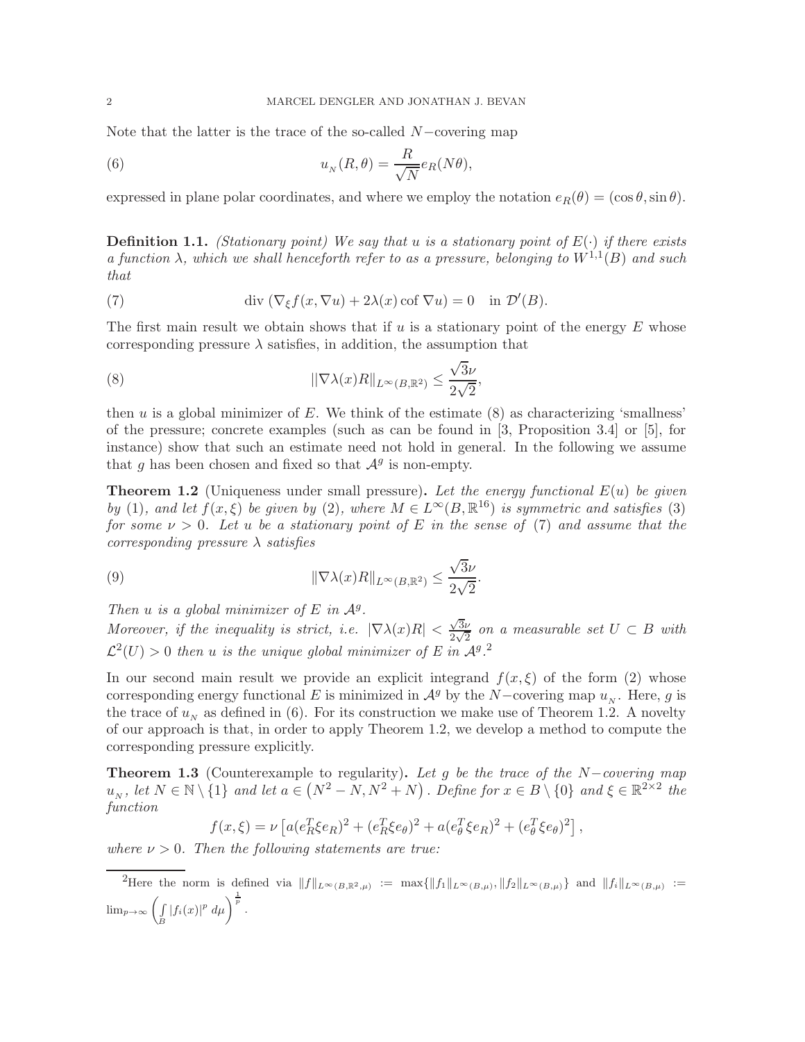Note that the latter is the trace of the so-called $N-$covering map

$$u_{_N}(R,\theta) = \frac{R}{\sqrt{N}} e_R(N\theta), \tag{6}$$

expressed in plane polar coordinates, and where we employ the notation $e_R(\theta) = (\cos\theta, \sin\theta)$.

**Definition 1.1.** *(Stationary point) We say that $u$ is a stationary point of $E(\cdot)$ if there exists a function $\lambda$, which we shall henceforth refer to as a pressure, belonging to $W^{1,1}(B)$ and such that*

$$\operatorname{div}\left(\nabla_\xi f(x, \nabla u) + 2\lambda(x) \operatorname{cof} \nabla u\right) = 0 \quad \text{in } \mathcal{D}'(B). \tag{7}$$

The first main result we obtain shows that if $u$ is a stationary point of the energy $E$ whose corresponding pressure $\lambda$ satisfies, in addition, the assumption that

$$||\nabla \lambda(x) R||_{L^\infty(B,\mathbb{R}^2)} \leq \frac{\sqrt{3}\nu}{2\sqrt{2}}, \tag{8}$$

then $u$ is a global minimizer of $E$. We think of the estimate (8) as characterizing 'smallness' of the pressure; concrete examples (such as can be found in [3, Proposition 3.4] or [5], for instance) show that such an estimate need not hold in general. In the following we assume that $g$ has been chosen and fixed so that $\mathcal{A}^g$ is non-empty.

**Theorem 1.2** (Uniqueness under small pressure)**.** *Let the energy functional $E(u)$ be given by (1), and let $f(x,\xi)$ be given by (2), where $M \in L^\infty(B, \mathbb{R}^{16})$ is symmetric and satisfies (3) for some $\nu > 0$. Let $u$ be a stationary point of $E$ in the sense of (7) and assume that the corresponding pressure $\lambda$ satisfies*

$$||\nabla \lambda(x) R||_{L^\infty(B,\mathbb{R}^2)} \leq \frac{\sqrt{3}\nu}{2\sqrt{2}}. \tag{9}$$

*Then $u$ is a global minimizer of $E$ in $\mathcal{A}^g$.*
*Moreover, if the inequality is strict, i.e. $|\nabla\lambda(x)R| < \frac{\sqrt{3}\nu}{2\sqrt{2}}$ on a measurable set $U \subset B$ with $\mathcal{L}^2(U) > 0$ then $u$ is the unique global minimizer of $E$ in $\mathcal{A}^g$.*[2]

In our second main result we provide an explicit integrand $f(x,\xi)$ of the form (2) whose corresponding energy functional $E$ is minimized in $\mathcal{A}^g$ by the $N-$covering map $u_{_N}$. Here, $g$ is the trace of $u_{_N}$ as defined in (6). For its construction we make use of Theorem 1.2. A novelty of our approach is that, in order to apply Theorem 1.2, we develop a method to compute the corresponding pressure explicitly.

**Theorem 1.3** (Counterexample to regularity)**.** *Let $g$ be the trace of the $N-$covering map $u_{_N}$, let $N \in \mathbb{N} \setminus \{1\}$ and let $a \in \left(N^2 - N, N^2 + N\right)$. Define for $x \in B \setminus \{0\}$ and $\xi \in \mathbb{R}^{2\times 2}$ the function*

$$f(x,\xi) = \nu\left[a(e_R^T \xi e_R)^2 + (e_R^T \xi e_\theta)^2 + a(e_\theta^T \xi e_R)^2 + (e_\theta^T \xi e_\theta)^2\right],$$

*where $\nu > 0$. Then the following statements are true:*

---

[2] Here the norm is defined via $\|f\|_{L^\infty(B,\mathbb{R}^2,\mu)} := \max\{\|f_1\|_{L^\infty(B,\mu)}, \|f_2\|_{L^\infty(B,\mu)}\}$ and $\|f_i\|_{L^\infty(B,\mu)} := \lim_{p\to\infty}\left(\int_B |f_i(x)|^p \, d\mu\right)^{\frac{1}{p}}$.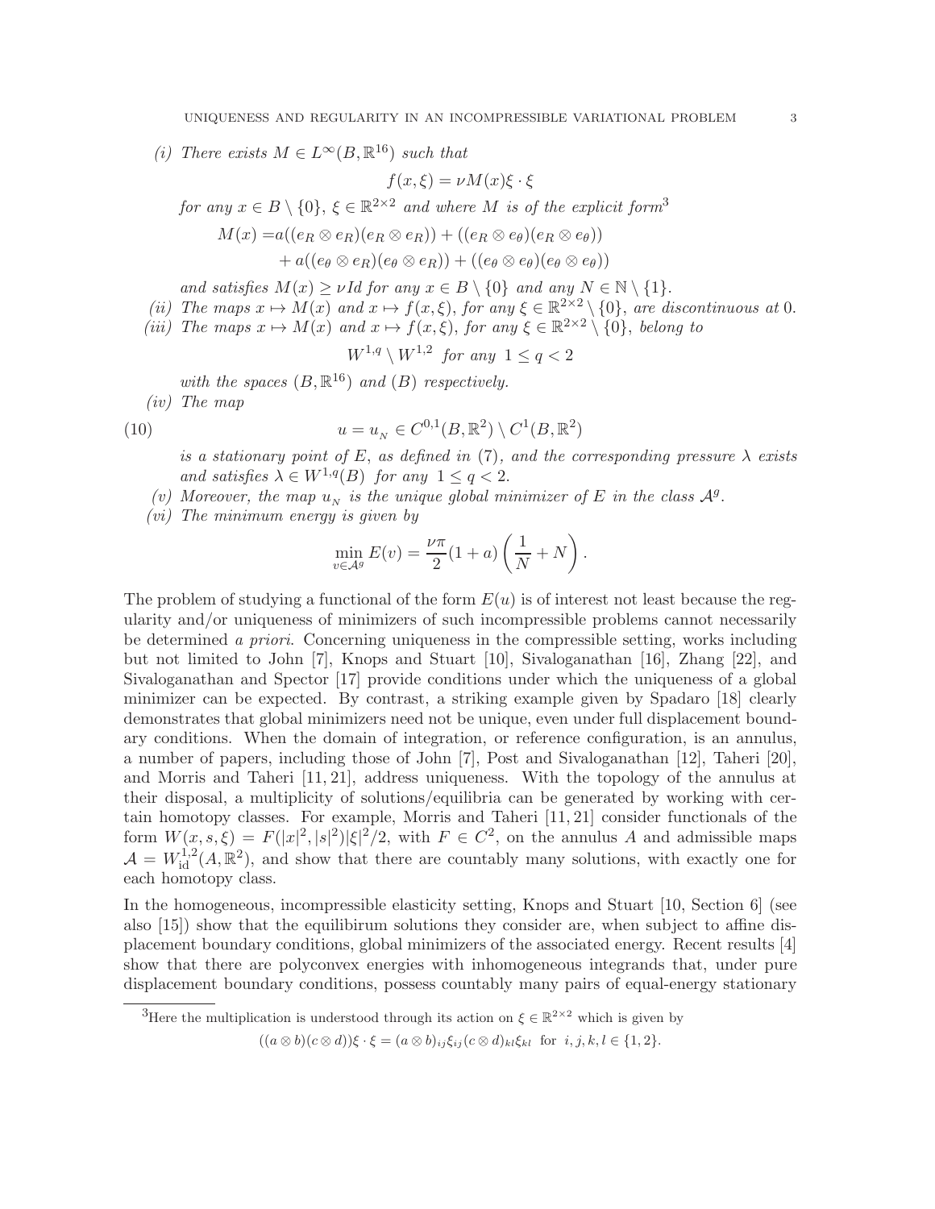*(i) There exists $M \in L^\infty(B, \mathbb{R}^{16})$ such that*

$$f(x, \xi) = \nu M(x)\xi \cdot \xi$$

*for any $x \in B \setminus \{0\}$, $\xi \in \mathbb{R}^{2\times 2}$ and where $M$ is of the explicit form*[3]

$$\begin{aligned} M(x) =& a((e_R \otimes e_R)(e_R \otimes e_R)) + ((e_R \otimes e_\theta)(e_R \otimes e_\theta)) \\ &+ a((e_\theta \otimes e_R)(e_\theta \otimes e_R)) + ((e_\theta \otimes e_\theta)(e_\theta \otimes e_\theta)) \end{aligned}$$

*and satisfies $M(x) \geq \nu Id$ for any $x \in B \setminus \{0\}$ and any $N \in \mathbb{N} \setminus \{1\}$.*

*(ii) The maps $x \mapsto M(x)$ and $x \mapsto f(x, \xi)$, for any $\xi \in \mathbb{R}^{2\times 2} \setminus \{0\}$, are discontinuous at 0.*

*(iii) The maps $x \mapsto M(x)$ and $x \mapsto f(x, \xi)$, for any $\xi \in \mathbb{R}^{2\times 2} \setminus \{0\}$, belong to*

$$W^{1,q} \setminus W^{1,2} \text{ for any } 1 \leq q < 2$$

*with the spaces $(B, \mathbb{R}^{16})$ and $(B)$ respectively.*

*(iv) The map*

$$u = u_N \in C^{0,1}(B, \mathbb{R}^2) \setminus C^1(B, \mathbb{R}^2) \tag{10}$$

*is a stationary point of $E$, as defined in (7), and the corresponding pressure $\lambda$ exists and satisfies $\lambda \in W^{1,q}(B)$ for any $1 \leq q < 2$.*

*(v) Moreover, the map $u_N$ is the unique global minimizer of $E$ in the class $\mathcal{A}^g$.*

*(vi) The minimum energy is given by*

$$\min_{v \in \mathcal{A}^g} E(v) = \frac{\nu\pi}{2}(1 + a)\left(\frac{1}{N} + N\right).$$

The problem of studying a functional of the form $E(u)$ is of interest not least because the regularity and/or uniqueness of minimizers of such incompressible problems cannot necessarily be determined *a priori*. Concerning uniqueness in the compressible setting, works including but not limited to John [7], Knops and Stuart [10], Sivaloganathan [16], Zhang [22], and Sivaloganathan and Spector [17] provide conditions under which the uniqueness of a global minimizer can be expected. By contrast, a striking example given by Spadaro [18] clearly demonstrates that global minimizers need not be unique, even under full displacement boundary conditions. When the domain of integration, or reference configuration, is an annulus, a number of papers, including those of John [7], Post and Sivaloganathan [12], Taheri [20], and Morris and Taheri [11, 21], address uniqueness. With the topology of the annulus at their disposal, a multiplicity of solutions/equilibria can be generated by working with certain homotopy classes. For example, Morris and Taheri [11, 21] consider functionals of the form $W(x, s, \xi) = F(|x|^2, |s|^2)|\xi|^2/2$, with $F \in C^2$, on the annulus $A$ and admissible maps $\mathcal{A} = W^{1,2}_{\text{id}}(A, \mathbb{R}^2)$, and show that there are countably many solutions, with exactly one for each homotopy class.

In the homogeneous, incompressible elasticity setting, Knops and Stuart [10, Section 6] (see also [15]) show that the equilibirum solutions they consider are, when subject to affine displacement boundary conditions, global minimizers of the associated energy. Recent results [4] show that there are polyconvex energies with inhomogeneous integrands that, under pure displacement boundary conditions, possess countably many pairs of equal-energy stationary

[3] Here the multiplication is understood through its action on $\xi \in \mathbb{R}^{2\times 2}$ which is given by

$$((a \otimes b)(c \otimes d))\xi \cdot \xi = (a \otimes b)_{ij}\xi_{ij}(c \otimes d)_{kl}\xi_{kl} \text{ for } i, j, k, l \in \{1, 2\}.$$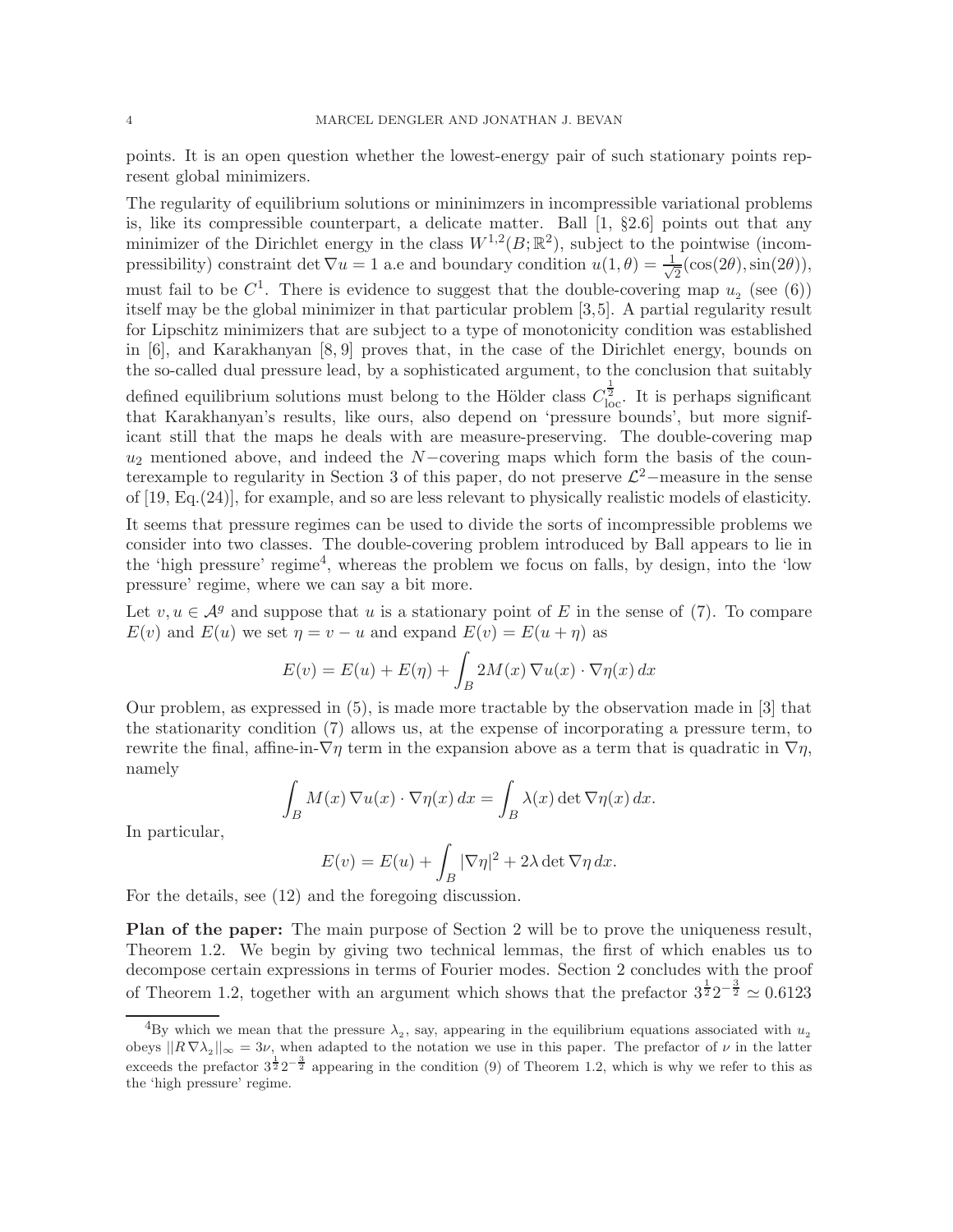points. It is an open question whether the lowest-energy pair of such stationary points represent global minimizers.

The regularity of equilibrium solutions or mininimzers in incompressible variational problems is, like its compressible counterpart, a delicate matter. Ball [1, §2.6] points out that any minimizer of the Dirichlet energy in the class $W^{1,2}(B;\mathbb{R}^2)$, subject to the pointwise (incompressibility) constraint $\det \nabla u = 1$ a.e and boundary condition $u(1,\theta) = \frac{1}{\sqrt{2}}(\cos(2\theta), \sin(2\theta))$, must fail to be $C^1$. There is evidence to suggest that the double-covering map $u_2$ (see (6)) itself may be the global minimizer in that particular problem [3,5]. A partial regularity result for Lipschitz minimizers that are subject to a type of monotonicity condition was established in [6], and Karakhanyan [8, 9] proves that, in the case of the Dirichlet energy, bounds on the so-called dual pressure lead, by a sophisticated argument, to the conclusion that suitably defined equilibrium solutions must belong to the Hölder class $C^{\frac{1}{2}}_{\text{loc}}$. It is perhaps significant that Karakhanyan's results, like ours, also depend on 'pressure bounds', but more significant still that the maps he deals with are measure-preserving. The double-covering map $u_2$ mentioned above, and indeed the $N-$covering maps which form the basis of the counterexample to regularity in Section 3 of this paper, do not preserve $\mathcal{L}^2-$measure in the sense of [19, Eq.(24)], for example, and so are less relevant to physically realistic models of elasticity.

It seems that pressure regimes can be used to divide the sorts of incompressible problems we consider into two classes. The double-covering problem introduced by Ball appears to lie in the 'high pressure' regime[4], whereas the problem we focus on falls, by design, into the 'low pressure' regime, where we can say a bit more.

Let $v, u \in \mathcal{A}^g$ and suppose that $u$ is a stationary point of $E$ in the sense of (7). To compare $E(v)$ and $E(u)$ we set $\eta = v - u$ and expand $E(v) = E(u + \eta)$ as

$$E(v) = E(u) + E(\eta) + \int_B 2M(x)\, \nabla u(x) \cdot \nabla \eta(x)\, dx$$

Our problem, as expressed in (5), is made more tractable by the observation made in [3] that the stationarity condition (7) allows us, at the expense of incorporating a pressure term, to rewrite the final, affine-in-$\nabla\eta$ term in the expansion above as a term that is quadratic in $\nabla\eta$, namely

$$\int_B M(x)\, \nabla u(x) \cdot \nabla \eta(x)\, dx = \int_B \lambda(x) \det \nabla \eta(x)\, dx.$$

In particular,

$$E(v) = E(u) + \int_B |\nabla \eta|^2 + 2\lambda \det \nabla \eta \, dx.$$

For the details, see (12) and the foregoing discussion.

**Plan of the paper:** The main purpose of Section 2 will be to prove the uniqueness result, Theorem 1.2. We begin by giving two technical lemmas, the first of which enables us to decompose certain expressions in terms of Fourier modes. Section 2 concludes with the proof of Theorem 1.2, together with an argument which shows that the prefactor $3^{\frac{1}{2}}2^{-\frac{3}{2}} \simeq 0.6123$

---

[4] By which we mean that the pressure $\lambda_2$, say, appearing in the equilibrium equations associated with $u_2$ obeys $||R\,\nabla\lambda_2||_\infty = 3\nu$, when adapted to the notation we use in this paper. The prefactor of $\nu$ in the latter exceeds the prefactor $3^{\frac{1}{2}}2^{-\frac{3}{2}}$ appearing in the condition (9) of Theorem 1.2, which is why we refer to this as the 'high pressure' regime.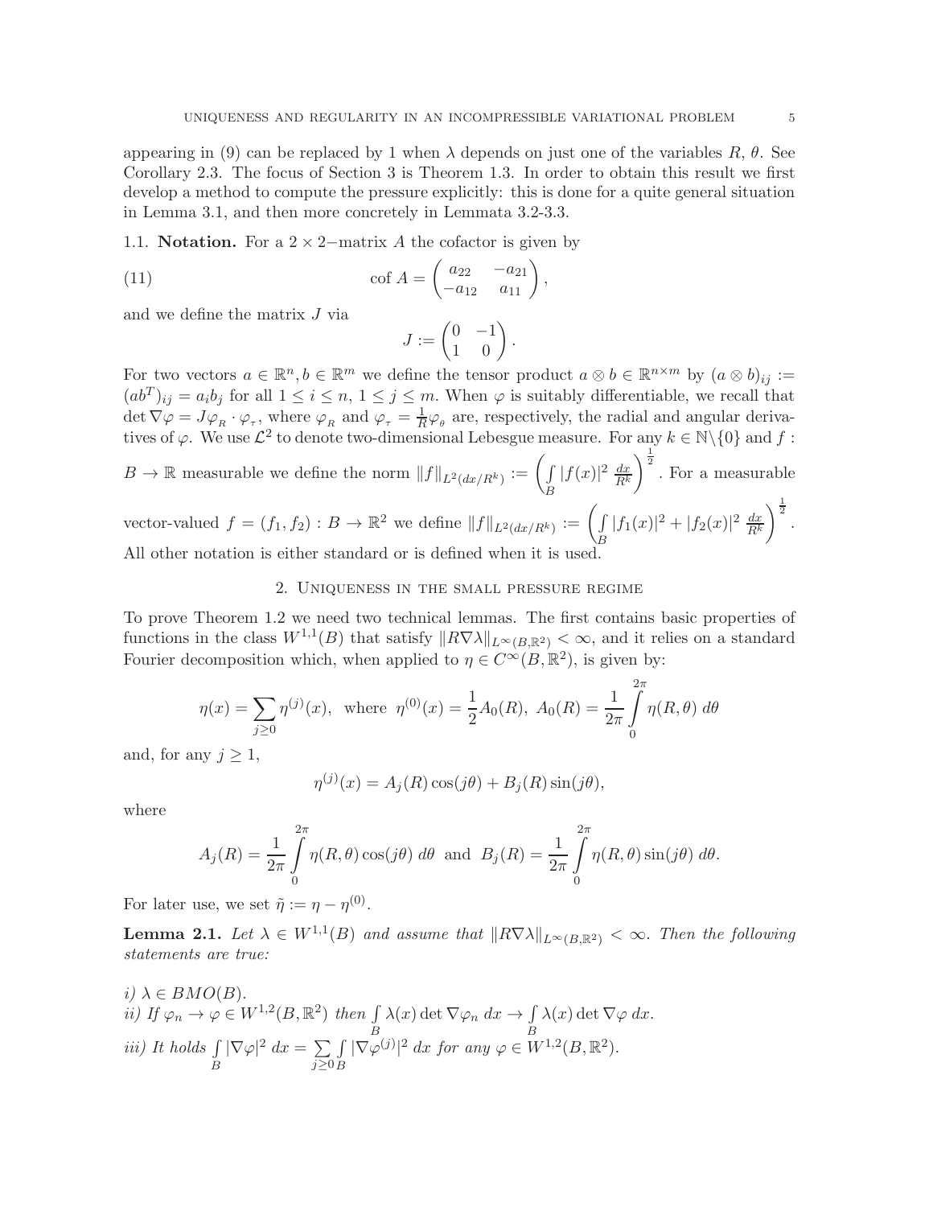appearing in (9) can be replaced by 1 when $\lambda$ depends on just one of the variables $R$, $\theta$. See Corollary 2.3. The focus of Section 3 is Theorem 1.3. In order to obtain this result we first develop a method to compute the pressure explicitly: this is done for a quite general situation in Lemma 3.1, and then more concretely in Lemmata 3.2-3.3.

## 1.1. Notation.

For a $2\times 2-$matrix $A$ the cofactor is given by

$$\text{cof } A = \begin{pmatrix} a_{22} & -a_{21} \\ -a_{12} & a_{11} \end{pmatrix}, \tag{11}$$

and we define the matrix $J$ via

$$J := \begin{pmatrix} 0 & -1 \\ 1 & 0 \end{pmatrix}.$$

For two vectors $a \in \mathbb{R}^n, b \in \mathbb{R}^m$ we define the tensor product $a \otimes b \in \mathbb{R}^{n\times m}$ by $(a\otimes b)_{ij} := (ab^T)_{ij} = a_i b_j$ for all $1 \le i \le n$, $1 \le j \le m$. When $\varphi$ is suitably differentiable, we recall that $\det \nabla\varphi = J\varphi_{_R} \cdot \varphi_{_\tau}$, where $\varphi_{_R}$ and $\varphi_{_\tau} = \frac{1}{R}\varphi_{_\theta}$ are, respectively, the radial and angular derivatives of $\varphi$. We use $\mathcal{L}^2$ to denote two-dimensional Lebesgue measure. For any $k \in \mathbb{N}\backslash\{0\}$ and $f : B \to \mathbb{R}$ measurable we define the norm $\|f\|_{L^2(dx/R^k)} := \left(\int_B |f(x)|^2 \,\frac{dx}{R^k}\right)^{\frac{1}{2}}$. For a measurable vector-valued $f = (f_1, f_2) : B \to \mathbb{R}^2$ we define $\|f\|_{L^2(dx/R^k)} := \left(\int_B |f_1(x)|^2 + |f_2(x)|^2 \,\frac{dx}{R^k}\right)^{\frac{1}{2}}$. All other notation is either standard or is defined when it is used.

## 2. Uniqueness in the small pressure regime

To prove Theorem 1.2 we need two technical lemmas. The first contains basic properties of functions in the class $W^{1,1}(B)$ that satisfy $\|R\nabla\lambda\|_{L^\infty(B,\mathbb{R}^2)} < \infty$, and it relies on a standard Fourier decomposition which, when applied to $\eta \in C^\infty(B, \mathbb{R}^2)$, is given by:

$$\eta(x) = \sum_{j\ge 0} \eta^{(j)}(x), \quad \text{where } \eta^{(0)}(x) = \frac{1}{2}A_0(R),\ A_0(R) = \frac{1}{2\pi}\int_0^{2\pi} \eta(R,\theta)\, d\theta$$

and, for any $j \ge 1$,

$$\eta^{(j)}(x) = A_j(R)\cos(j\theta) + B_j(R)\sin(j\theta),$$

where

$$A_j(R) = \frac{1}{2\pi}\int_0^{2\pi} \eta(R,\theta)\cos(j\theta)\, d\theta \quad \text{and} \quad B_j(R) = \frac{1}{2\pi}\int_0^{2\pi} \eta(R,\theta)\sin(j\theta)\, d\theta.$$

For later use, we set $\tilde{\eta} := \eta - \eta^{(0)}$.

**Lemma 2.1.** *Let $\lambda \in W^{1,1}(B)$ and assume that $\|R\nabla\lambda\|_{L^\infty(B,\mathbb{R}^2)} < \infty$. Then the following statements are true:*

*i)* $\lambda \in BMO(B)$.
*ii) If* $\varphi_n \to \varphi \in W^{1,2}(B, \mathbb{R}^2)$ *then* $\int_B \lambda(x)\det\nabla\varphi_n\, dx \to \int_B \lambda(x)\det\nabla\varphi\, dx$.
*iii) It holds* $\int_B |\nabla\varphi|^2\, dx = \sum_{j\ge 0}\int_B |\nabla\varphi^{(j)}|^2\, dx$ *for any* $\varphi \in W^{1,2}(B, \mathbb{R}^2)$.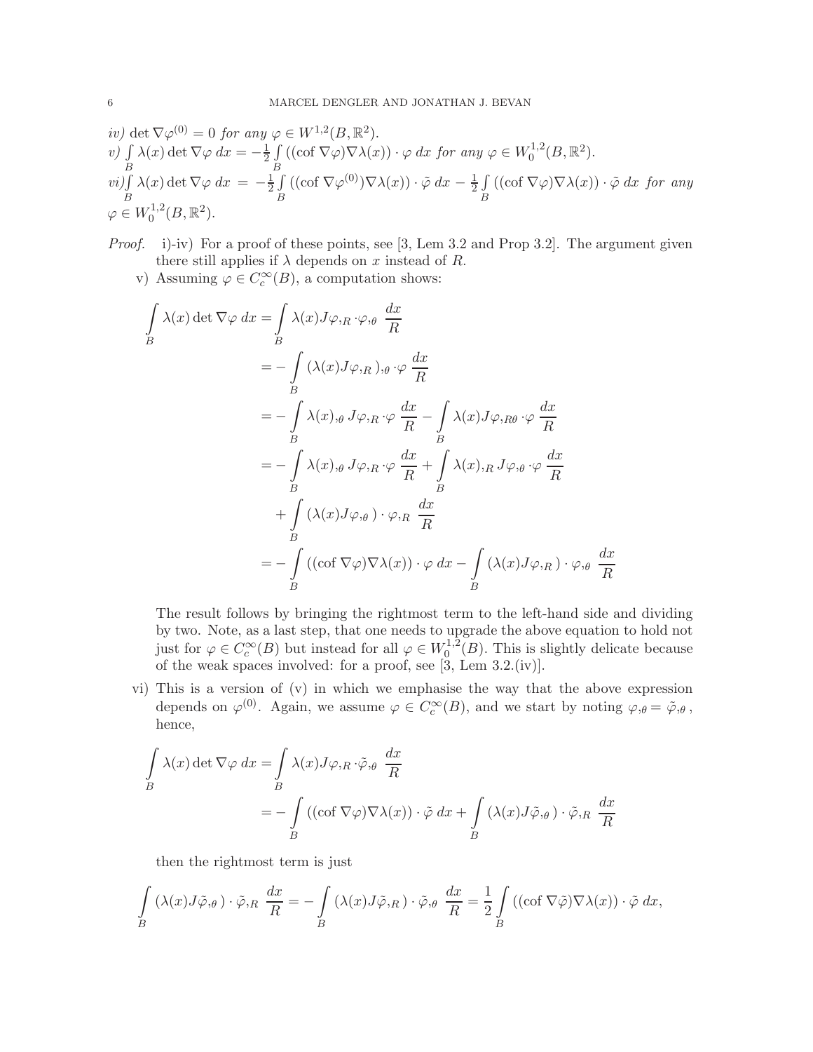*iv)* $\det \nabla \varphi^{(0)} = 0$ *for any* $\varphi \in W^{1,2}(B, \mathbb{R}^2)$.

*v)* $\int_B \lambda(x) \det \nabla \varphi \, dx = -\frac{1}{2} \int_B ((\mathrm{cof}\, \nabla \varphi) \nabla \lambda(x)) \cdot \varphi \, dx$ *for any* $\varphi \in W_0^{1,2}(B, \mathbb{R}^2)$.

*vi)* $\int_B \lambda(x) \det \nabla \varphi \, dx = -\frac{1}{2} \int_B ((\mathrm{cof}\, \nabla \varphi^{(0)}) \nabla \lambda(x)) \cdot \tilde{\varphi} \, dx - \frac{1}{2} \int_B ((\mathrm{cof}\, \nabla \varphi) \nabla \lambda(x)) \cdot \tilde{\varphi} \, dx$ *for any* $\varphi \in W_0^{1,2}(B, \mathbb{R}^2)$.

*Proof.* i)-iv) For a proof of these points, see [3, Lem 3.2 and Prop 3.2]. The argument given there still applies if $\lambda$ depends on $x$ instead of $R$.

v) Assuming $\varphi \in C_c^\infty(B)$, a computation shows:

$$
\begin{aligned}
\int_B \lambda(x) \det \nabla \varphi \, dx &= \int_B \lambda(x) J \varphi,_R \cdot \varphi,_\theta \, \frac{dx}{R} \\
&= -\int_B (\lambda(x) J \varphi,_R),_\theta \cdot \varphi \, \frac{dx}{R} \\
&= -\int_B \lambda(x),_\theta J \varphi,_R \cdot \varphi \, \frac{dx}{R} - \int_B \lambda(x) J \varphi,_{R\theta} \cdot \varphi \, \frac{dx}{R} \\
&= -\int_B \lambda(x),_\theta J \varphi,_R \cdot \varphi \, \frac{dx}{R} + \int_B \lambda(x),_R J \varphi,_\theta \cdot \varphi \, \frac{dx}{R} \\
&\quad + \int_B (\lambda(x) J \varphi,_\theta) \cdot \varphi,_R \, \frac{dx}{R} \\
&= -\int_B ((\mathrm{cof}\, \nabla \varphi) \nabla \lambda(x)) \cdot \varphi \, dx - \int_B (\lambda(x) J \varphi,_R) \cdot \varphi,_\theta \, \frac{dx}{R}
\end{aligned}
$$

The result follows by bringing the rightmost term to the left-hand side and dividing by two. Note, as a last step, that one needs to upgrade the above equation to hold not just for $\varphi \in C_c^\infty(B)$ but instead for all $\varphi \in W_0^{1,2}(B)$. This is slightly delicate because of the weak spaces involved: for a proof, see [3, Lem 3.2.(iv)].

vi) This is a version of (v) in which we emphasise the way that the above expression depends on $\varphi^{(0)}$. Again, we assume $\varphi \in C_c^\infty(B)$, and we start by noting $\varphi,_\theta = \tilde{\varphi},_\theta$, hence,

$$
\begin{aligned}
\int_B \lambda(x) \det \nabla \varphi \, dx &= \int_B \lambda(x) J \varphi,_R \cdot \tilde{\varphi},_\theta \, \frac{dx}{R} \\
&= -\int_B ((\mathrm{cof}\, \nabla \varphi) \nabla \lambda(x)) \cdot \tilde{\varphi} \, dx + \int_B (\lambda(x) J \tilde{\varphi},_\theta) \cdot \tilde{\varphi},_R \, \frac{dx}{R}
\end{aligned}
$$

then the rightmost term is just

$$
\int_B (\lambda(x) J \tilde{\varphi},_\theta) \cdot \tilde{\varphi},_R \, \frac{dx}{R} = -\int_B (\lambda(x) J \tilde{\varphi},_R) \cdot \tilde{\varphi},_\theta \, \frac{dx}{R} = \frac{1}{2} \int_B ((\mathrm{cof}\, \nabla \tilde{\varphi}) \nabla \lambda(x)) \cdot \tilde{\varphi} \, dx,
$$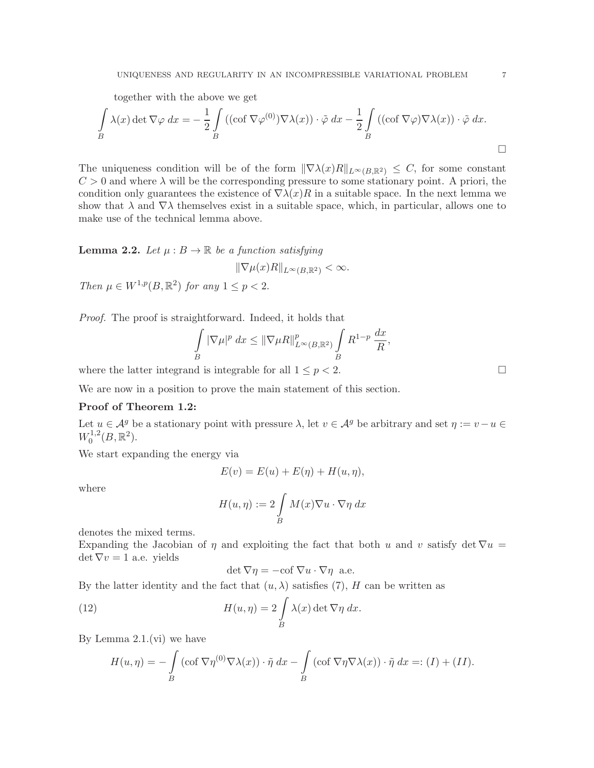together with the above we get

$$\int_B \lambda(x) \det \nabla\varphi \, dx = -\frac{1}{2}\int_B ((\text{cof } \nabla\varphi^{(0)})\nabla\lambda(x)) \cdot \tilde{\varphi} \, dx - \frac{1}{2}\int_B ((\text{cof } \nabla\varphi)\nabla\lambda(x)) \cdot \tilde{\varphi} \, dx.$$

□

The uniqueness condition will be of the form $\|\nabla\lambda(x)R\|_{L^\infty(B,\mathbb{R}^2)} \leq C$, for some constant $C > 0$ and where $\lambda$ will be the corresponding pressure to some stationary point. A priori, the condition only guarantees the existence of $\nabla\lambda(x)R$ in a suitable space. In the next lemma we show that $\lambda$ and $\nabla\lambda$ themselves exist in a suitable space, which, in particular, allows one to make use of the technical lemma above.

**Lemma 2.2.** *Let $\mu : B \to \mathbb{R}$ be a function satisfying*

$$\|\nabla\mu(x)R\|_{L^\infty(B,\mathbb{R}^2)} < \infty.$$

*Then $\mu \in W^{1,p}(B, \mathbb{R}^2)$ for any $1 \leq p < 2$.*

*Proof.* The proof is straightforward. Indeed, it holds that

$$\int_B |\nabla\mu|^p \, dx \leq \|\nabla\mu R\|^p_{L^\infty(B,\mathbb{R}^2)} \int_B R^{1-p} \, \frac{dx}{R},$$

where the latter integrand is integrable for all $1 \leq p < 2$. □

We are now in a position to prove the main statement of this section.

**Proof of Theorem 1.2:**

Let $u \in \mathcal{A}^g$ be a stationary point with pressure $\lambda$, let $v \in \mathcal{A}^g$ be arbitrary and set $\eta := v - u \in W_0^{1,2}(B, \mathbb{R}^2)$.

We start expanding the energy via

$$E(v) = E(u) + E(\eta) + H(u, \eta),$$

where

$$H(u, \eta) := 2\int_B M(x)\nabla u \cdot \nabla\eta \, dx$$

denotes the mixed terms.

Expanding the Jacobian of $\eta$ and exploiting the fact that both $u$ and $v$ satisfy $\det \nabla u = \det \nabla v = 1$ a.e. yields

$$\det \nabla\eta = -\text{cof } \nabla u \cdot \nabla\eta \text{ a.e.}$$

By the latter identity and the fact that $(u, \lambda)$ satisfies (7), $H$ can be written as

$$H(u, \eta) = 2\int_B \lambda(x) \det \nabla\eta \, dx. \tag{12}$$

By Lemma 2.1.(vi) we have

$$H(u, \eta) = -\int_B (\text{cof } \nabla\eta^{(0)}\nabla\lambda(x)) \cdot \tilde{\eta} \, dx - \int_B (\text{cof } \nabla\eta\nabla\lambda(x)) \cdot \tilde{\eta} \, dx =: (I) + (II).$$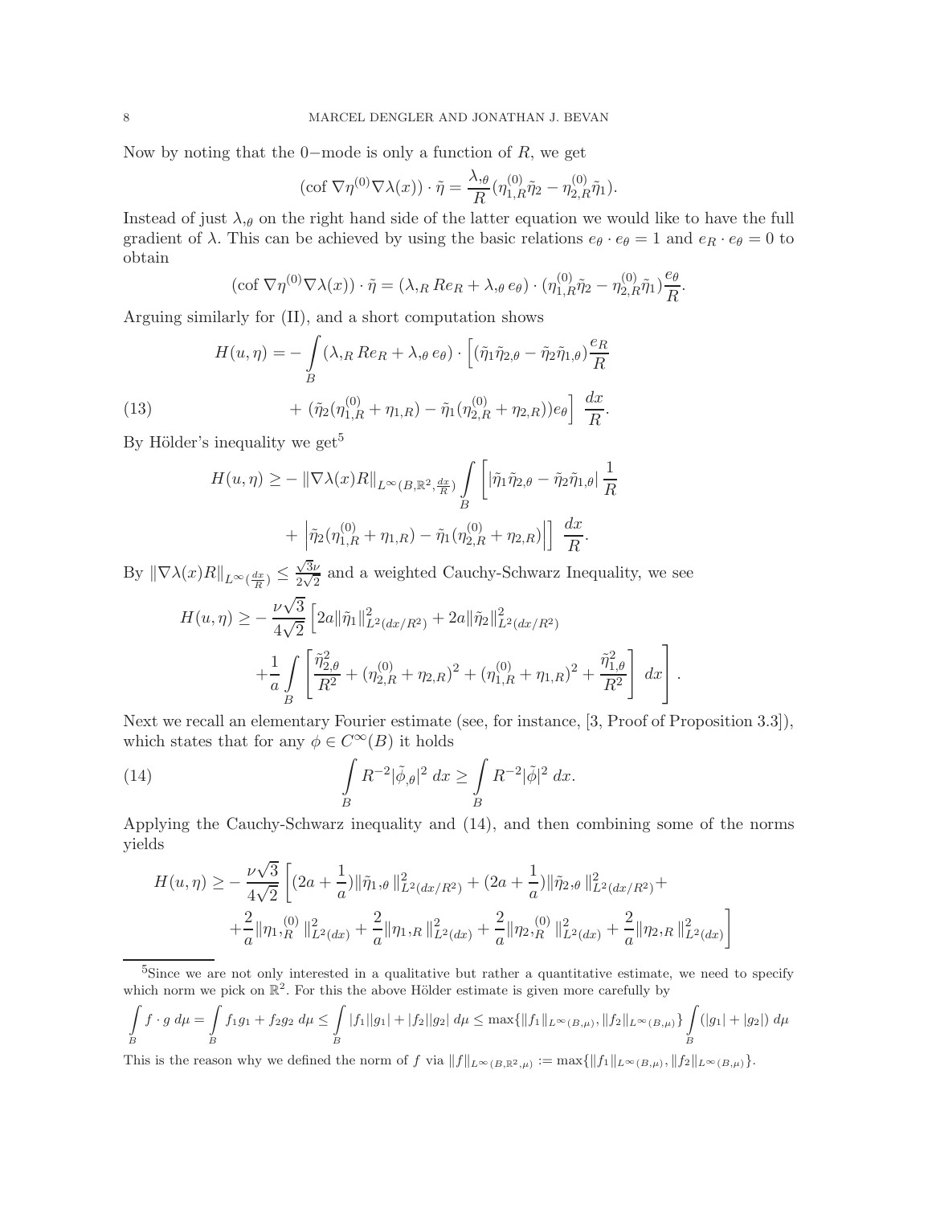Now by noting that the $0-$mode is only a function of $R$, we get

$$(\mathrm{cof}\,\nabla\eta^{(0)}\nabla\lambda(x))\cdot\tilde{\eta} = \frac{\lambda_{,\theta}}{R}(\eta_{1,R}^{(0)}\tilde{\eta}_2 - \eta_{2,R}^{(0)}\tilde{\eta}_1).$$

Instead of just $\lambda_{,\theta}$ on the right hand side of the latter equation we would like to have the full gradient of $\lambda$. This can be achieved by using the basic relations $e_\theta\cdot e_\theta = 1$ and $e_R\cdot e_\theta = 0$ to obtain

$$(\mathrm{cof}\,\nabla\eta^{(0)}\nabla\lambda(x))\cdot\tilde{\eta} = (\lambda_{,R}\,Re_R + \lambda_{,\theta}\,e_\theta)\cdot(\eta_{1,R}^{(0)}\tilde{\eta}_2 - \eta_{2,R}^{(0)}\tilde{\eta}_1)\frac{e_\theta}{R}.$$

Arguing similarly for (II), and a short computation shows

$$\begin{aligned}
H(u,\eta) = -\int_B (\lambda_{,R}\,Re_R + \lambda_{,\theta}\,e_\theta)\cdot\Big[&(\tilde{\eta}_1\tilde{\eta}_{2,\theta} - \tilde{\eta}_2\tilde{\eta}_{1,\theta})\frac{e_R}{R} \\
&+ (\tilde{\eta}_2(\eta_{1,R}^{(0)} + \eta_{1,R}) - \tilde{\eta}_1(\eta_{2,R}^{(0)} + \eta_{2,R}))e_\theta\Big]\;\frac{dx}{R}.
\end{aligned} \tag{13}$$

By Hölder's inequality we get[5]

$$\begin{aligned}
H(u,\eta) \geq -\,\|\nabla\lambda(x)R\|_{L^\infty(B,\mathbb{R}^2,\frac{dx}{R})}\int_B \Big[&|\tilde{\eta}_1\tilde{\eta}_{2,\theta} - \tilde{\eta}_2\tilde{\eta}_{1,\theta}|\,\frac{1}{R} \\
&+ \Big|\tilde{\eta}_2(\eta_{1,R}^{(0)} + \eta_{1,R}) - \tilde{\eta}_1(\eta_{2,R}^{(0)} + \eta_{2,R})\Big|\Big]\;\frac{dx}{R}.
\end{aligned}$$

By $\|\nabla\lambda(x)R\|_{L^\infty(\frac{dx}{R})} \leq \frac{\sqrt{3}\nu}{2\sqrt{2}}$ and a weighted Cauchy-Schwarz Inequality, we see

$$\begin{aligned}
H(u,\eta) \geq -\frac{\nu\sqrt{3}}{4\sqrt{2}}\Bigg[&2a\|\tilde{\eta}_1\|^2_{L^2(dx/R^2)} + 2a\|\tilde{\eta}_2\|^2_{L^2(dx/R^2)} \\
&+\frac{1}{a}\int_B\left[\frac{\tilde{\eta}_{2,\theta}^2}{R^2} + (\eta_{2,R}^{(0)} + \eta_{2,R})^2 + (\eta_{1,R}^{(0)} + \eta_{1,R})^2 + \frac{\tilde{\eta}_{1,\theta}^2}{R^2}\right]\,dx\Bigg].
\end{aligned}$$

Next we recall an elementary Fourier estimate (see, for instance, [3, Proof of Proposition 3.3]), which states that for any $\phi\in C^\infty(B)$ it holds

$$\int_B R^{-2}|\tilde{\phi}_{,\theta}|^2\,dx \geq \int_B R^{-2}|\tilde{\phi}|^2\,dx. \tag{14}$$

Applying the Cauchy-Schwarz inequality and (14), and then combining some of the norms yields

$$\begin{aligned}
H(u,\eta) \geq -\frac{\nu\sqrt{3}}{4\sqrt{2}}\Bigg[&(2a + \frac{1}{a})\|\tilde{\eta}_{1,\theta}\|^2_{L^2(dx/R^2)} + (2a + \frac{1}{a})\|\tilde{\eta}_{2,\theta}\|^2_{L^2(dx/R^2)} + \\
&+\frac{2}{a}\|\eta_{1,R}^{(0)}\|^2_{L^2(dx)} + \frac{2}{a}\|\eta_{1,R}\|^2_{L^2(dx)} + \frac{2}{a}\|\eta_{2,R}^{(0)}\|^2_{L^2(dx)} + \frac{2}{a}\|\eta_{2,R}\|^2_{L^2(dx)}\Bigg]
\end{aligned}$$

---

[5] Since we are not only interested in a qualitative but rather a quantitative estimate, we need to specify which norm we pick on $\mathbb{R}^2$. For this the above Hölder estimate is given more carefully by

$$\int_B f\cdot g\,d\mu = \int_B f_1g_1 + f_2g_2\,d\mu \leq \int_B |f_1||g_1| + |f_2||g_2|\,d\mu \leq \max\{\|f_1\|_{L^\infty(B,\mu)}, \|f_2\|_{L^\infty(B,\mu)}\}\int_B (|g_1| + |g_2|)\,d\mu$$

This is the reason why we defined the norm of $f$ via $\|f\|_{L^\infty(B,\mathbb{R}^2,\mu)} := \max\{\|f_1\|_{L^\infty(B,\mu)}, \|f_2\|_{L^\infty(B,\mu)}\}$.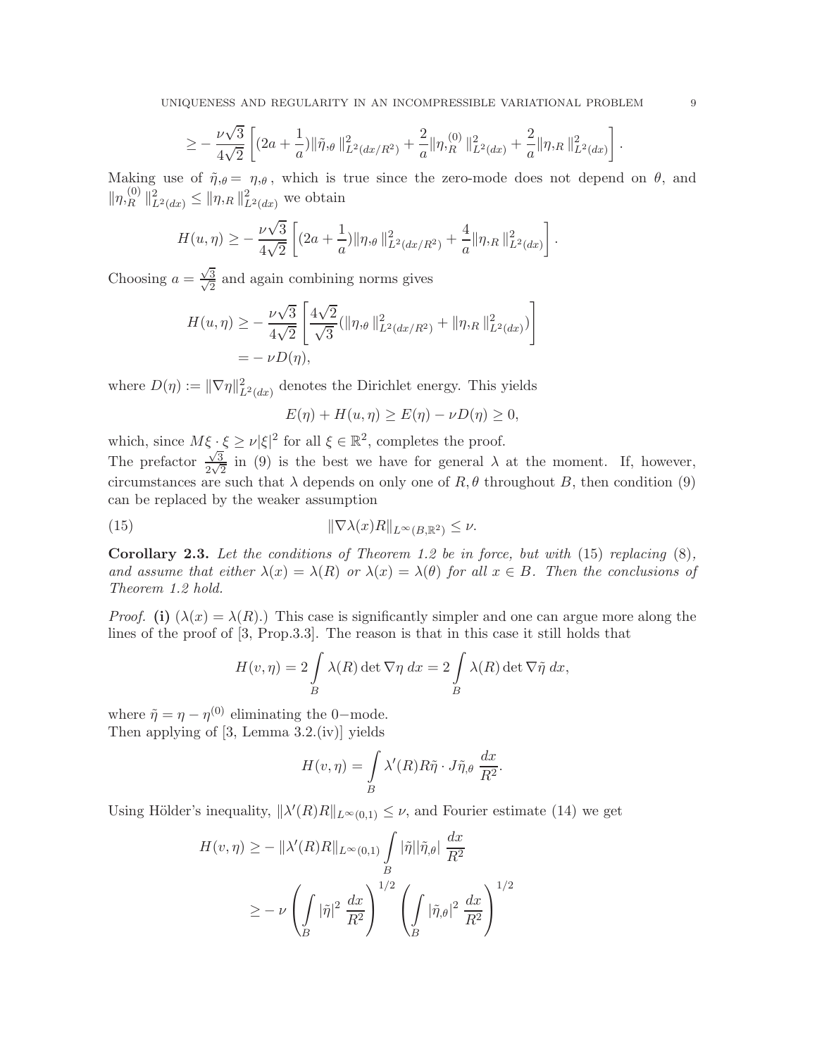$$\geq -\frac{\nu\sqrt{3}}{4\sqrt{2}}\left[(2a+\frac{1}{a})\|\tilde{\eta},_\theta\|^2_{L^2(dx/R^2)} + \frac{2}{a}\|\eta,_R^{(0)}\|^2_{L^2(dx)} + \frac{2}{a}\|\eta,_R\|^2_{L^2(dx)}\right].$$

Making use of $\tilde{\eta},_\theta = \eta,_\theta$, which is true since the zero-mode does not depend on $\theta$, and $\|\eta,_R^{(0)}\|^2_{L^2(dx)} \leq \|\eta,_R\|^2_{L^2(dx)}$ we obtain

$$H(u,\eta) \geq -\frac{\nu\sqrt{3}}{4\sqrt{2}}\left[(2a+\frac{1}{a})\|\eta,_\theta\|^2_{L^2(dx/R^2)} + \frac{4}{a}\|\eta,_R\|^2_{L^2(dx)}\right].$$

Choosing $a = \frac{\sqrt{3}}{\sqrt{2}}$ and again combining norms gives

$$\begin{aligned} H(u,\eta) &\geq -\frac{\nu\sqrt{3}}{4\sqrt{2}}\left[\frac{4\sqrt{2}}{\sqrt{3}}(\|\eta,_\theta\|^2_{L^2(dx/R^2)} + \|\eta,_R\|^2_{L^2(dx)})\right] \\ &= -\nu D(\eta), \end{aligned}$$

where $D(\eta) := \|\nabla\eta\|^2_{L^2(dx)}$ denotes the Dirichlet energy. This yields

$$E(\eta) + H(u,\eta) \geq E(\eta) - \nu D(\eta) \geq 0,$$

which, since $M\xi\cdot\xi \geq \nu|\xi|^2$ for all $\xi \in \mathbb{R}^2$, completes the proof.

The prefactor $\frac{\sqrt{3}}{2\sqrt{2}}$ in (9) is the best we have for general $\lambda$ at the moment. If, however, circumstances are such that $\lambda$ depends on only one of $R, \theta$ throughout $B$, then condition (9) can be replaced by the weaker assumption

$$\|\nabla\lambda(x)R\|_{L^\infty(B,\mathbb{R}^2)} \leq \nu. \tag{15}$$

**Corollary 2.3.** *Let the conditions of Theorem 1.2 be in force, but with* (15) *replacing* (8)*, and assume that either $\lambda(x) = \lambda(R)$ or $\lambda(x) = \lambda(\theta)$ for all $x \in B$. Then the conclusions of Theorem 1.2 hold.*

*Proof.* **(i)** ($\lambda(x) = \lambda(R)$.) This case is significantly simpler and one can argue more along the lines of the proof of [3, Prop.3.3]. The reason is that in this case it still holds that

$$H(v,\eta) = 2\int_B \lambda(R)\det\nabla\eta\;dx = 2\int_B \lambda(R)\det\nabla\tilde{\eta}\;dx,$$

where $\tilde{\eta} = \eta - \eta^{(0)}$ eliminating the $0-$mode.

Then applying of [3, Lemma 3.2.(iv)] yields

$$H(v,\eta) = \int_B \lambda'(R)R\tilde{\eta}\cdot J\tilde{\eta},_\theta\;\frac{dx}{R^2}.$$

Using Hölder's inequality, $\|\lambda'(R)R\|_{L^\infty(0,1)} \leq \nu$, and Fourier estimate (14) we get

$$\begin{aligned} H(v,\eta) &\geq -\|\lambda'(R)R\|_{L^\infty(0,1)}\int_B |\tilde{\eta}||\tilde{\eta},_\theta|\;\frac{dx}{R^2} \\ &\geq -\nu\left(\int_B |\tilde{\eta}|^2\;\frac{dx}{R^2}\right)^{1/2}\left(\int_B |\tilde{\eta},_\theta|^2\;\frac{dx}{R^2}\right)^{1/2} \end{aligned}$$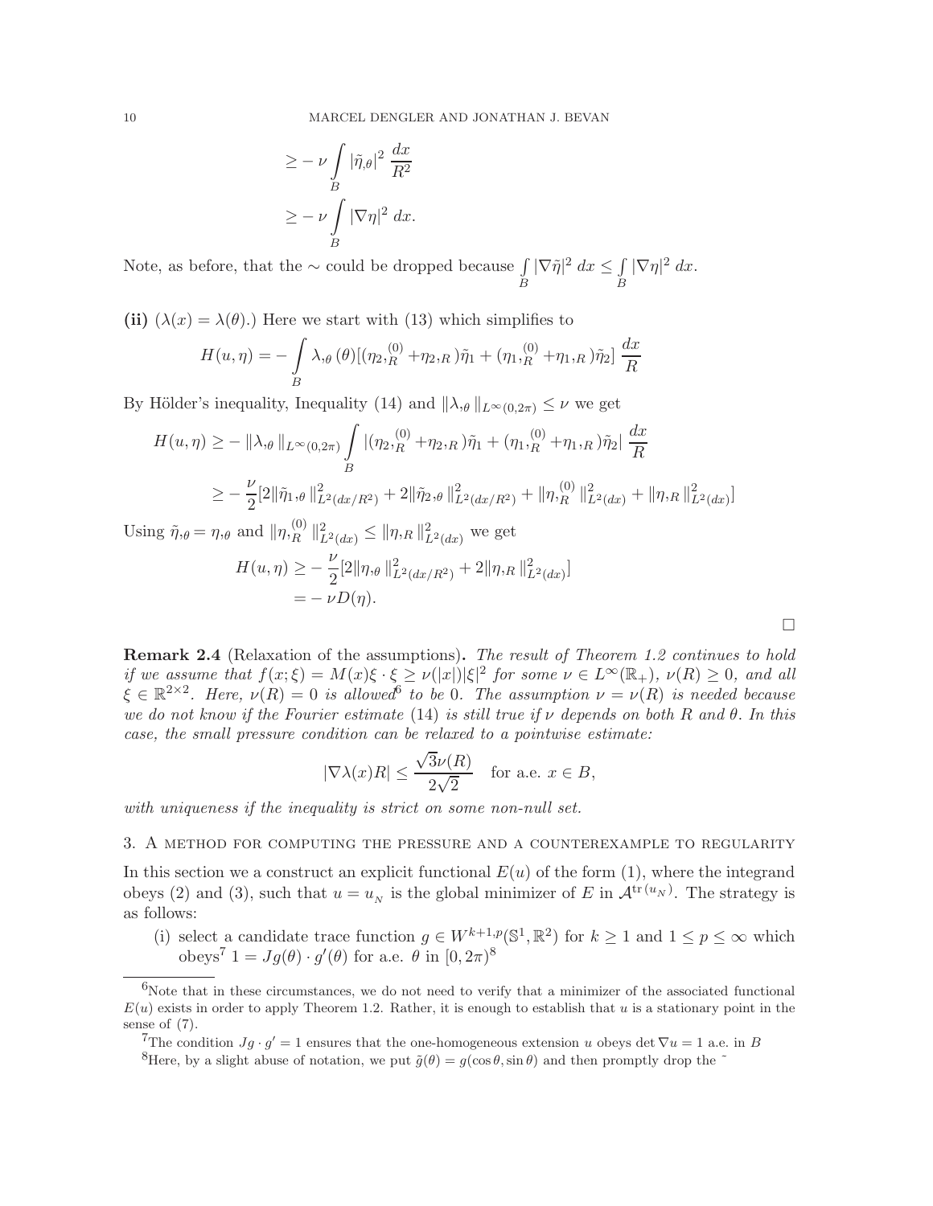$$
\begin{aligned}
&\geq -\nu \int_B |\tilde{\eta}_{,\theta}|^2 \, \frac{dx}{R^2} \\
&\geq -\nu \int_B |\nabla \eta|^2 \, dx.
\end{aligned}
$$

Note, as before, that the $\sim$ could be dropped because $\int_B |\nabla \tilde{\eta}|^2 \, dx \leq \int_B |\nabla \eta|^2 \, dx$.

**(ii)** ($\lambda(x) = \lambda(\theta)$.) Here we start with (13) which simplifies to

$$
H(u, \eta) = -\int_B \lambda_{,\theta}(\theta)[(\eta_{2,R}^{(0)} + \eta_{2,R})\tilde{\eta}_1 + (\eta_{1,R}^{(0)} + \eta_{1,R})\tilde{\eta}_2] \, \frac{dx}{R}
$$

By Hölder's inequality, Inequality (14) and $\|\lambda_{,\theta}\|_{L^\infty(0,2\pi)} \leq \nu$ we get

$$
\begin{aligned}
H(u, \eta) &\geq -\|\lambda_{,\theta}\|_{L^\infty(0,2\pi)} \int_B |(\eta_{2,R}^{(0)} + \eta_{2,R})\tilde{\eta}_1 + (\eta_{1,R}^{(0)} + \eta_{1,R})\tilde{\eta}_2| \, \frac{dx}{R} \\
&\geq -\frac{\nu}{2}[2\|\tilde{\eta}_{1,\theta}\|^2_{L^2(dx/R^2)} + 2\|\tilde{\eta}_{2,\theta}\|^2_{L^2(dx/R^2)} + \|\eta_{,R}^{(0)}\|^2_{L^2(dx)} + \|\eta_{,R}\|^2_{L^2(dx)}]
\end{aligned}
$$

Using $\tilde{\eta}_{,\theta} = \eta_{,\theta}$ and $\|\eta_{,R}^{(0)}\|^2_{L^2(dx)} \leq \|\eta_{,R}\|^2_{L^2(dx)}$ we get

$$
\begin{aligned}
H(u, \eta) &\geq -\frac{\nu}{2}[2\|\eta_{,\theta}\|^2_{L^2(dx/R^2)} + 2\|\eta_{,R}\|^2_{L^2(dx)}] \\
&= -\nu D(\eta).
\end{aligned}
$$

□

**Remark 2.4** (Relaxation of the assumptions)**.** *The result of Theorem 1.2 continues to hold if we assume that $f(x;\xi) = M(x)\xi \cdot \xi \geq \nu(|x|)|\xi|^2$ for some $\nu \in L^\infty(\mathbb{R}_+)$, $\nu(R) \geq 0$, and all $\xi \in \mathbb{R}^{2\times 2}$. Here, $\nu(R) = 0$ is allowed*[6] *to be 0. The assumption $\nu = \nu(R)$ is needed because we do not know if the Fourier estimate* (14) *is still true if $\nu$ depends on both $R$ and $\theta$. In this case, the small pressure condition can be relaxed to a pointwise estimate:*

$$
|\nabla \lambda(x) R| \leq \frac{\sqrt{3}\nu(R)}{2\sqrt{2}} \quad \text{for a.e. } x \in B,
$$

*with uniqueness if the inequality is strict on some non-null set.*

## 3. A method for computing the pressure and a counterexample to regularity

In this section we a construct an explicit functional $E(u)$ of the form (1), where the integrand obeys (2) and (3), such that $u = u_N$ is the global minimizer of $E$ in $\mathcal{A}^{\mathrm{tr}(u_N)}$. The strategy is as follows:

(i) select a candidate trace function $g \in W^{k+1,p}(\mathbb{S}^1, \mathbb{R}^2)$ for $k \geq 1$ and $1 \leq p \leq \infty$ which obeys[7] $1 = Jg(\theta) \cdot g'(\theta)$ for a.e. $\theta$ in $[0, 2\pi)$[8]

---

[6] Note that in these circumstances, we do not need to verify that a minimizer of the associated functional $E(u)$ exists in order to apply Theorem 1.2. Rather, it is enough to establish that $u$ is a stationary point in the sense of (7).

[7] The condition $Jg \cdot g' = 1$ ensures that the one-homogeneous extension $u$ obeys $\det \nabla u = 1$ a.e. in $B$

[8] Here, by a slight abuse of notation, we put $\tilde{g}(\theta) = g(\cos\theta, \sin\theta)$ and then promptly drop the $\tilde{}$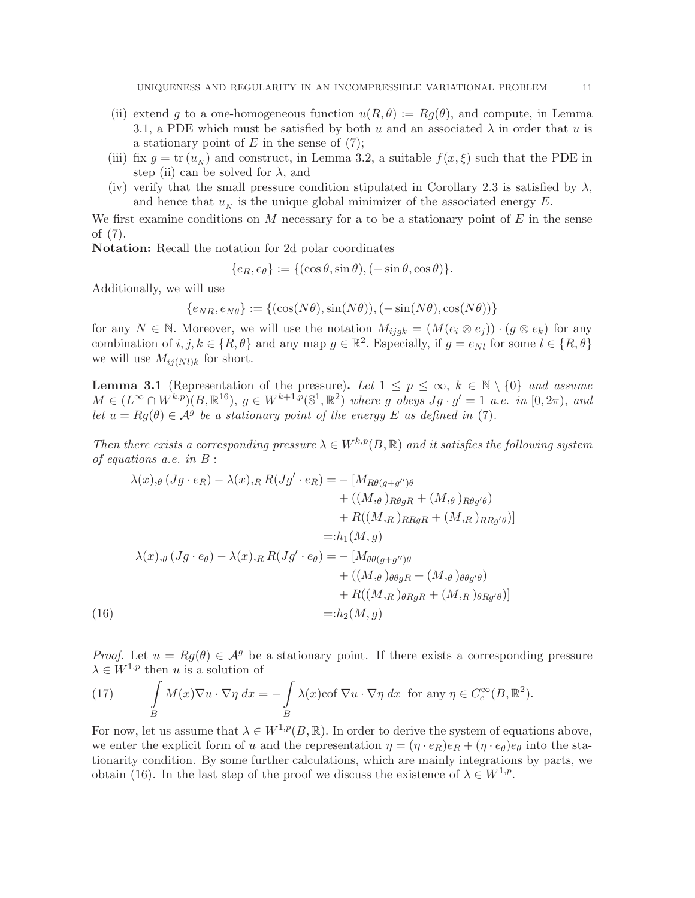(ii) extend $g$ to a one-homogeneous function $u(R,\theta) := Rg(\theta)$, and compute, in Lemma 3.1, a PDE which must be satisfied by both $u$ and an associated $\lambda$ in order that $u$ is a stationary point of $E$ in the sense of (7);

(iii) fix $g = \mathrm{tr}\,(u_N)$ and construct, in Lemma 3.2, a suitable $f(x,\xi)$ such that the PDE in step (ii) can be solved for $\lambda$, and

(iv) verify that the small pressure condition stipulated in Corollary 2.3 is satisfied by $\lambda$, and hence that $u_N$ is the unique global minimizer of the associated energy $E$.

We first examine conditions on $M$ necessary for a to be a stationary point of $E$ in the sense of (7).

**Notation:** Recall the notation for 2d polar coordinates

$$\{e_R, e_\theta\} := \{(\cos\theta, \sin\theta), (-\sin\theta, \cos\theta)\}.$$

Additionally, we will use

$$\{e_{NR}, e_{N\theta}\} := \{(\cos(N\theta), \sin(N\theta)), (-\sin(N\theta), \cos(N\theta))\}$$

for any $N \in \mathbb{N}$. Moreover, we will use the notation $M_{ijgk} = (M(e_i \otimes e_j)) \cdot (g \otimes e_k)$ for any combination of $i, j, k \in \{R, \theta\}$ and any map $g \in \mathbb{R}^2$. Especially, if $g = e_{Nl}$ for some $l \in \{R, \theta\}$ we will use $M_{ij(Nl)k}$ for short.

**Lemma 3.1** (Representation of the pressure)**.** *Let $1 \le p \le \infty$, $k \in \mathbb{N} \setminus \{0\}$ and assume $M \in (L^\infty \cap W^{k,p})(B, \mathbb{R}^{16})$, $g \in W^{k+1,p}(\mathbb{S}^1, \mathbb{R}^2)$ where $g$ obeys $Jg \cdot g' = 1$ a.e. in $[0, 2\pi)$, and let $u = Rg(\theta) \in \mathcal{A}^g$ be a stationary point of the energy $E$ as defined in (7).*

*Then there exists a corresponding pressure $\lambda \in W^{k,p}(B, \mathbb{R})$ and it satisfies the following system of equations a.e. in $B$ :*

$$\begin{aligned}
\lambda(x)_{,\theta}\,(Jg \cdot e_R) - \lambda(x)_{,R}\, R(Jg' \cdot e_R) = &- [M_{R\theta(g+g'')\theta} \\
&+ ((M_{,\theta})_{R\theta gR} + (M_{,\theta})_{R\theta g'\theta}) \\
&+ R((M_{,R})_{RRgR} + (M_{,R})_{RRg'\theta})] \\
=&: h_1(M, g) \\
\lambda(x)_{,\theta}\,(Jg \cdot e_\theta) - \lambda(x)_{,R}\, R(Jg' \cdot e_\theta) = &- [M_{\theta\theta(g+g'')\theta} \\
&+ ((M_{,\theta})_{\theta\theta gR} + (M_{,\theta})_{\theta\theta g'\theta}) \\
&+ R((M_{,R})_{\theta RgR} + (M_{,R})_{\theta Rg'\theta})] \\
=&: h_2(M, g)
\end{aligned} \tag{16}$$

*Proof.* Let $u = Rg(\theta) \in \mathcal{A}^g$ be a stationary point. If there exists a corresponding pressure $\lambda \in W^{1,p}$ then $u$ is a solution of

$$\int_B M(x)\nabla u \cdot \nabla\eta \, dx = -\int_B \lambda(x) \mathrm{cof}\, \nabla u \cdot \nabla \eta \, dx \;\text{ for any } \eta \in C_c^\infty(B, \mathbb{R}^2). \tag{17}$$

For now, let us assume that $\lambda \in W^{1,p}(B, \mathbb{R})$. In order to derive the system of equations above, we enter the explicit form of $u$ and the representation $\eta = (\eta \cdot e_R)e_R + (\eta \cdot e_\theta)e_\theta$ into the stationarity condition. By some further calculations, which are mainly integrations by parts, we obtain (16). In the last step of the proof we discuss the existence of $\lambda \in W^{1,p}$.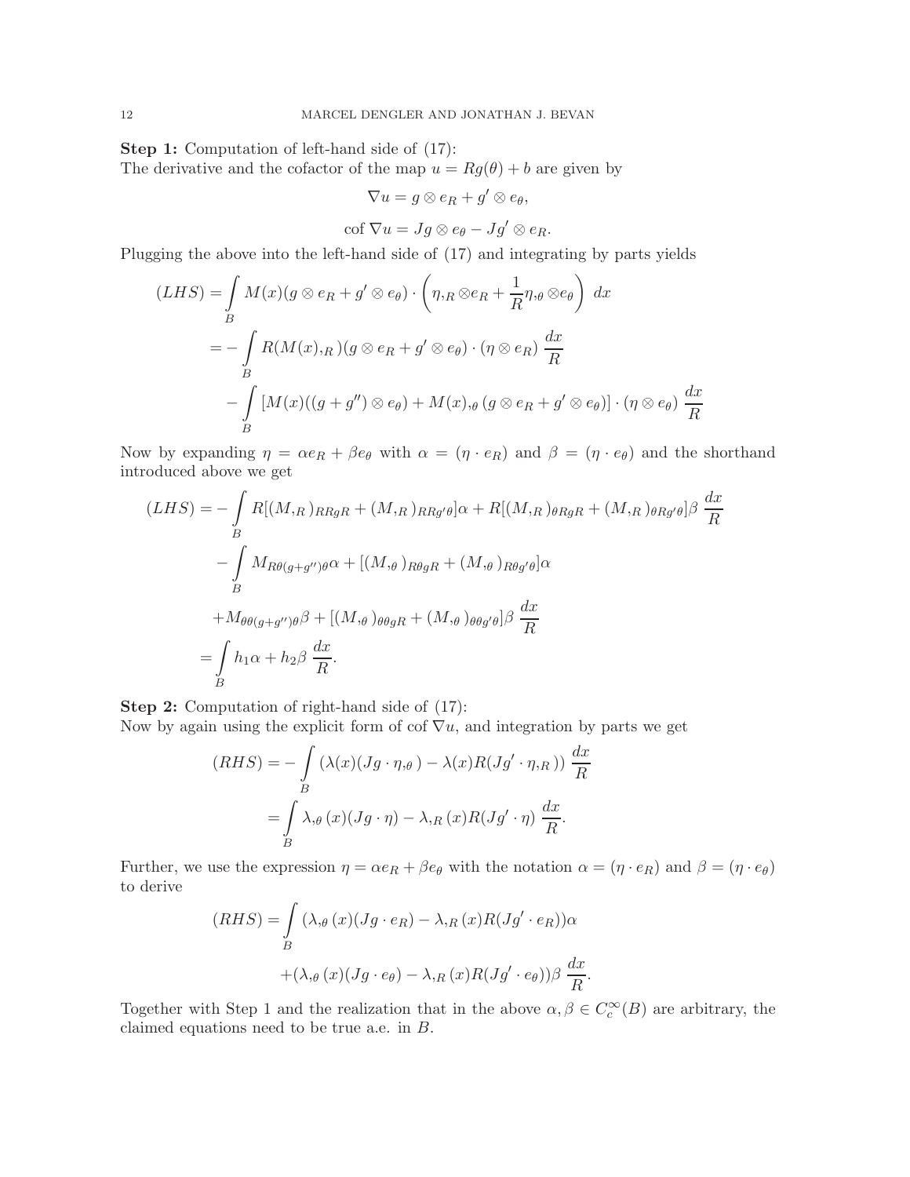**Step 1:** Computation of left-hand side of (17):
The derivative and the cofactor of the map $u = Rg(\theta) + b$ are given by

$$\nabla u = g \otimes e_R + g' \otimes e_\theta,$$

$$\operatorname{cof} \nabla u = Jg \otimes e_\theta - Jg' \otimes e_R.$$

Plugging the above into the left-hand side of (17) and integrating by parts yields

$$
\begin{aligned}
(LHS) &= \int\limits_B M(x)(g \otimes e_R + g' \otimes e_\theta) \cdot \left( \eta,_R \otimes e_R + \frac{1}{R} \eta,_\theta \otimes e_\theta \right) \, dx \\
&= - \int\limits_B R(M(x),_R)(g \otimes e_R + g' \otimes e_\theta) \cdot (\eta \otimes e_R) \, \frac{dx}{R} \\
&\quad - \int\limits_B [M(x)((g + g'') \otimes e_\theta) + M(x),_\theta (g \otimes e_R + g' \otimes e_\theta)] \cdot (\eta \otimes e_\theta) \, \frac{dx}{R}
\end{aligned}
$$

Now by expanding $\eta = \alpha e_R + \beta e_\theta$ with $\alpha = (\eta \cdot e_R)$ and $\beta = (\eta \cdot e_\theta)$ and the shorthand introduced above we get

$$
\begin{aligned}
(LHS) &= - \int\limits_B R[(M,_R)_{RRgR} + (M,_R)_{RRg'\theta}]\alpha + R[(M,_R)_{\theta RgR} + (M,_R)_{\theta Rg'\theta}]\beta \, \frac{dx}{R} \\
&\quad - \int\limits_B M_{R\theta(g+g'')\theta}\alpha + [(M,_\theta)_{R\theta gR} + (M,_\theta)_{R\theta g'\theta}]\alpha \\
&\quad + M_{\theta\theta(g+g'')\theta}\beta + [(M,_\theta)_{\theta\theta gR} + (M,_\theta)_{\theta\theta g'\theta}]\beta \, \frac{dx}{R} \\
&= \int\limits_B h_1 \alpha + h_2 \beta \, \frac{dx}{R}.
\end{aligned}
$$

**Step 2:** Computation of right-hand side of (17):
Now by again using the explicit form of $\operatorname{cof} \nabla u$, and integration by parts we get

$$
\begin{aligned}
(RHS) &= - \int\limits_B (\lambda(x)(Jg \cdot \eta,_\theta) - \lambda(x) R(Jg' \cdot \eta,_R)) \, \frac{dx}{R} \\
&= \int\limits_B \lambda,_\theta(x)(Jg \cdot \eta) - \lambda,_R(x) R(Jg' \cdot \eta) \, \frac{dx}{R}.
\end{aligned}
$$

Further, we use the expression $\eta = \alpha e_R + \beta e_\theta$ with the notation $\alpha = (\eta \cdot e_R)$ and $\beta = (\eta \cdot e_\theta)$ to derive

$$
\begin{aligned}
(RHS) &= \int\limits_B (\lambda,_\theta(x)(Jg \cdot e_R) - \lambda,_R(x) R(Jg' \cdot e_R))\alpha \\
&\quad + (\lambda,_\theta(x)(Jg \cdot e_\theta) - \lambda,_R(x) R(Jg' \cdot e_\theta))\beta \, \frac{dx}{R}.
\end{aligned}
$$

Together with Step 1 and the realization that in the above $\alpha, \beta \in C_c^\infty(B)$ are arbitrary, the claimed equations need to be true a.e. in $B$.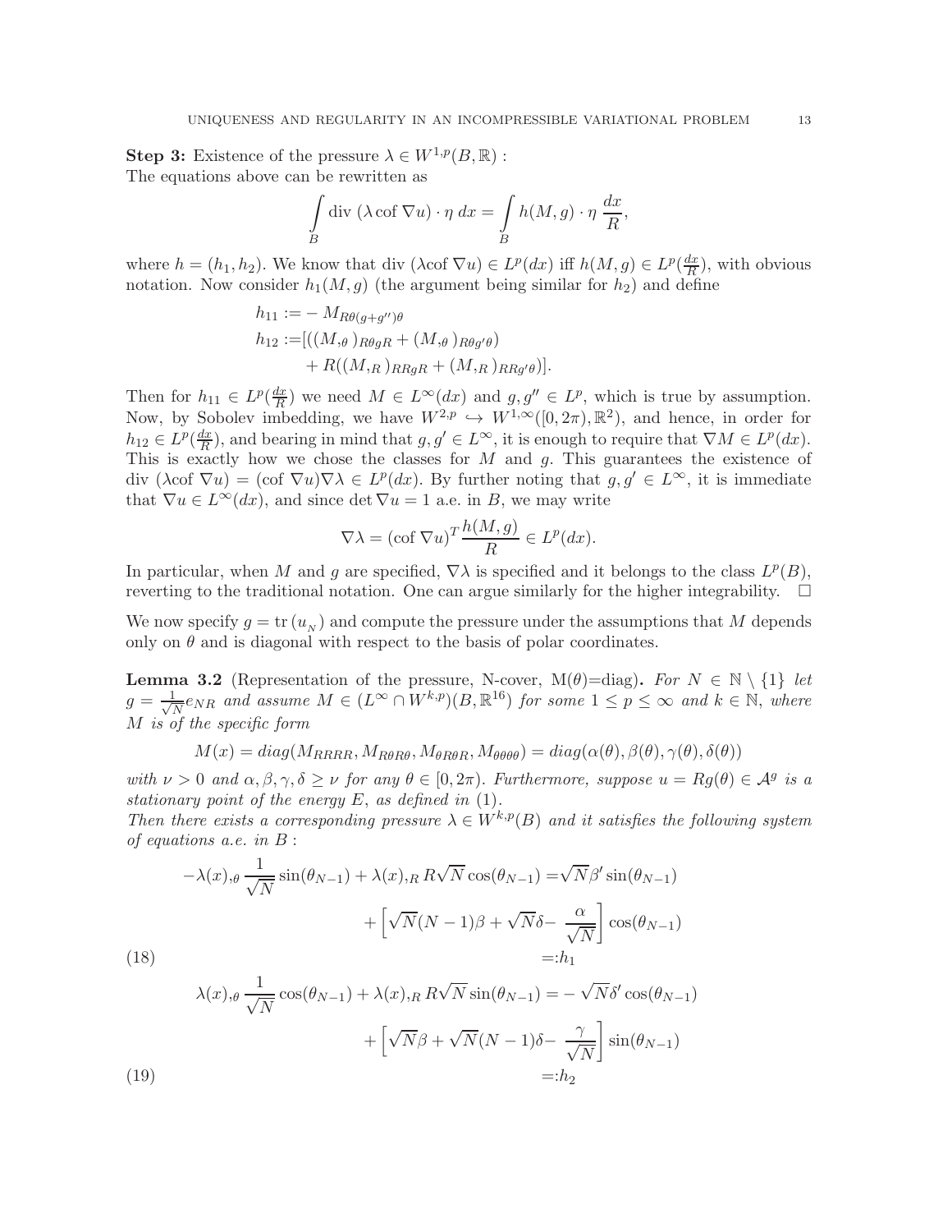**Step 3:** Existence of the pressure $\lambda \in W^{1,p}(B, \mathbb{R})$ :
The equations above can be rewritten as

$$\int_B \operatorname{div}\,(\lambda \operatorname{cof} \nabla u) \cdot \eta \; dx = \int_B h(M, g) \cdot \eta \; \frac{dx}{R},$$

where $h = (h_1, h_2)$. We know that div $(\lambda \text{cof}\, \nabla u) \in L^p(dx)$ iff $h(M, g) \in L^p(\frac{dx}{R})$, with obvious notation. Now consider $h_1(M, g)$ (the argument being similar for $h_2$) and define

$$\begin{aligned}
h_{11} :=& - M_{R\theta(g+g'')\theta} \\
h_{12} :=& [((M,_\theta)_{R\theta gR} + (M,_\theta)_{R\theta g'\theta}) \\
&+ R((M,_R)_{RRgR} + (M,_R)_{RRg'\theta})].
\end{aligned}$$

Then for $h_{11} \in L^p(\frac{dx}{R})$ we need $M \in L^\infty(dx)$ and $g, g'' \in L^p$, which is true by assumption. Now, by Sobolev imbedding, we have $W^{2,p} \hookrightarrow W^{1,\infty}([0, 2\pi), \mathbb{R}^2)$, and hence, in order for $h_{12} \in L^p(\frac{dx}{R})$, and bearing in mind that $g, g' \in L^\infty$, it is enough to require that $\nabla M \in L^p(dx)$. This is exactly how we chose the classes for $M$ and $g$. This guarantees the existence of div $(\lambda \text{cof}\, \nabla u) = (\text{cof}\, \nabla u)\nabla\lambda \in L^p(dx)$. By further noting that $g, g' \in L^\infty$, it is immediate that $\nabla u \in L^\infty(dx)$, and since $\det \nabla u = 1$ a.e. in $B$, we may write

$$\nabla \lambda = (\operatorname{cof} \nabla u)^T \frac{h(M, g)}{R} \in L^p(dx).$$

In particular, when $M$ and $g$ are specified, $\nabla\lambda$ is specified and it belongs to the class $L^p(B)$, reverting to the traditional notation. One can argue similarly for the higher integrability. $\square$

We now specify $g = \operatorname{tr}(u_{_N})$ and compute the pressure under the assumptions that $M$ depends only on $\theta$ and is diagonal with respect to the basis of polar coordinates.

**Lemma 3.2** (Representation of the pressure, N-cover, M($\theta$)=diag)**.** *For $N \in \mathbb{N} \setminus \{1\}$ let $g = \frac{1}{\sqrt{N}} e_{NR}$ and assume $M \in (L^\infty \cap W^{k,p})(B, \mathbb{R}^{16})$ for some $1 \le p \le \infty$ and $k \in \mathbb{N}$, where $M$ is of the specific form*

$$M(x) = diag(M_{RRRR}, M_{R\theta R\theta}, M_{\theta R\theta R}, M_{\theta\theta\theta\theta}) = diag(\alpha(\theta), \beta(\theta), \gamma(\theta), \delta(\theta))$$

*with $\nu > 0$ and $\alpha, \beta, \gamma, \delta \ge \nu$ for any $\theta \in [0, 2\pi)$. Furthermore, suppose $u = Rg(\theta) \in \mathcal{A}^g$ is a stationary point of the energy $E$, as defined in (1).*
*Then there exists a corresponding pressure $\lambda \in W^{k,p}(B)$ and it satisfies the following system of equations a.e. in $B$ :*

$$\begin{aligned}
-\lambda(x),_\theta \frac{1}{\sqrt{N}} \sin(\theta_{N-1}) + \lambda(x),_R R\sqrt{N} \cos(\theta_{N-1}) =& \sqrt{N}\beta' \sin(\theta_{N-1}) \\
&+ \left[\sqrt{N}(N-1)\beta + \sqrt{N}\delta - \frac{\alpha}{\sqrt{N}}\right] \cos(\theta_{N-1}) \\
&=: h_1
\end{aligned} \tag{18}$$

$$\begin{aligned}
\lambda(x),_\theta \frac{1}{\sqrt{N}} \cos(\theta_{N-1}) + \lambda(x),_R R\sqrt{N} \sin(\theta_{N-1}) =& -\sqrt{N}\delta' \cos(\theta_{N-1}) \\
&+ \left[\sqrt{N}\beta + \sqrt{N}(N-1)\delta - \frac{\gamma}{\sqrt{N}}\right] \sin(\theta_{N-1}) \\
&=: h_2
\end{aligned} \tag{19}$$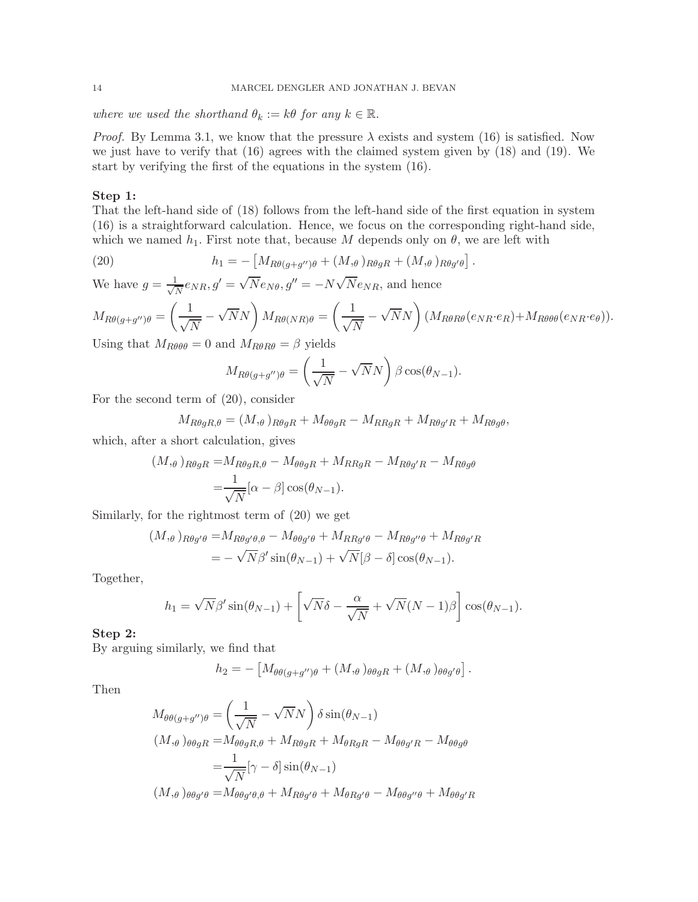*where we used the shorthand $\theta_k := k\theta$ for any $k \in \mathbb{R}$.*

*Proof.* By Lemma 3.1, we know that the pressure $\lambda$ exists and system (16) is satisfied. Now we just have to verify that (16) agrees with the claimed system given by (18) and (19). We start by verifying the first of the equations in the system (16).

**Step 1:**
That the left-hand side of (18) follows from the left-hand side of the first equation in system (16) is a straightforward calculation. Hence, we focus on the corresponding right-hand side, which we named $h_1$. First note that, because $M$ depends only on $\theta$, we are left with

$$h_1 = -\left[M_{R\theta(g+g'')\theta} + (M_{,\theta})_{R\theta gR} + (M_{,\theta})_{R\theta g'\theta}\right]. \tag{20}$$

We have $g = \frac{1}{\sqrt{N}} e_{NR}, g' = \sqrt{N} e_{N\theta}, g'' = -N\sqrt{N} e_{NR}$, and hence

$$M_{R\theta(g+g'')\theta} = \left(\frac{1}{\sqrt{N}} - \sqrt{N}N\right) M_{R\theta(NR)\theta} = \left(\frac{1}{\sqrt{N}} - \sqrt{N}N\right)(M_{R\theta R\theta}(e_{NR}\cdot e_R) + M_{R\theta\theta\theta}(e_{NR}\cdot e_\theta)).$$

Using that $M_{R\theta\theta\theta} = 0$ and $M_{R\theta R\theta} = \beta$ yields

$$M_{R\theta(g+g'')\theta} = \left(\frac{1}{\sqrt{N}} - \sqrt{N}N\right)\beta\cos(\theta_{N-1}).$$

For the second term of (20), consider

$$M_{R\theta gR,\theta} = (M_{,\theta})_{R\theta gR} + M_{\theta\theta gR} - M_{RRgR} + M_{R\theta g'R} + M_{R\theta g\theta},$$

which, after a short calculation, gives

$$\begin{aligned}
(M_{,\theta})_{R\theta gR} =& M_{R\theta gR,\theta} - M_{\theta\theta gR} + M_{RRgR} - M_{R\theta g'R} - M_{R\theta g\theta} \\
=& \frac{1}{\sqrt{N}}[\alpha - \beta]\cos(\theta_{N-1}).
\end{aligned}$$

Similarly, for the rightmost term of (20) we get

$$\begin{aligned}
(M_{,\theta})_{R\theta g'\theta} =& M_{R\theta g'\theta,\theta} - M_{\theta\theta g'\theta} + M_{RRg'\theta} - M_{R\theta g''\theta} + M_{R\theta g'R} \\
=& -\sqrt{N}\beta'\sin(\theta_{N-1}) + \sqrt{N}[\beta - \delta]\cos(\theta_{N-1}).
\end{aligned}$$

Together,

$$h_1 = \sqrt{N}\beta'\sin(\theta_{N-1}) + \left[\sqrt{N}\delta - \frac{\alpha}{\sqrt{N}} + \sqrt{N}(N-1)\beta\right]\cos(\theta_{N-1}).$$

**Step 2:**
By arguing similarly, we find that

$$h_2 = -\left[M_{\theta\theta(g+g'')\theta} + (M_{,\theta})_{\theta\theta gR} + (M_{,\theta})_{\theta\theta g'\theta}\right].$$

Then

$$\begin{aligned}
M_{\theta\theta(g+g'')\theta} =& \left(\frac{1}{\sqrt{N}} - \sqrt{N}N\right)\delta\sin(\theta_{N-1}) \\
(M_{,\theta})_{\theta\theta gR} =& M_{\theta\theta gR,\theta} + M_{R\theta gR} + M_{\theta RgR} - M_{\theta\theta g'R} - M_{\theta\theta g\theta} \\
=& \frac{1}{\sqrt{N}}[\gamma - \delta]\sin(\theta_{N-1}) \\
(M_{,\theta})_{\theta\theta g'\theta} =& M_{\theta\theta g'\theta,\theta} + M_{R\theta g'\theta} + M_{\theta Rg'\theta} - M_{\theta\theta g''\theta} + M_{\theta\theta g'R}
\end{aligned}$$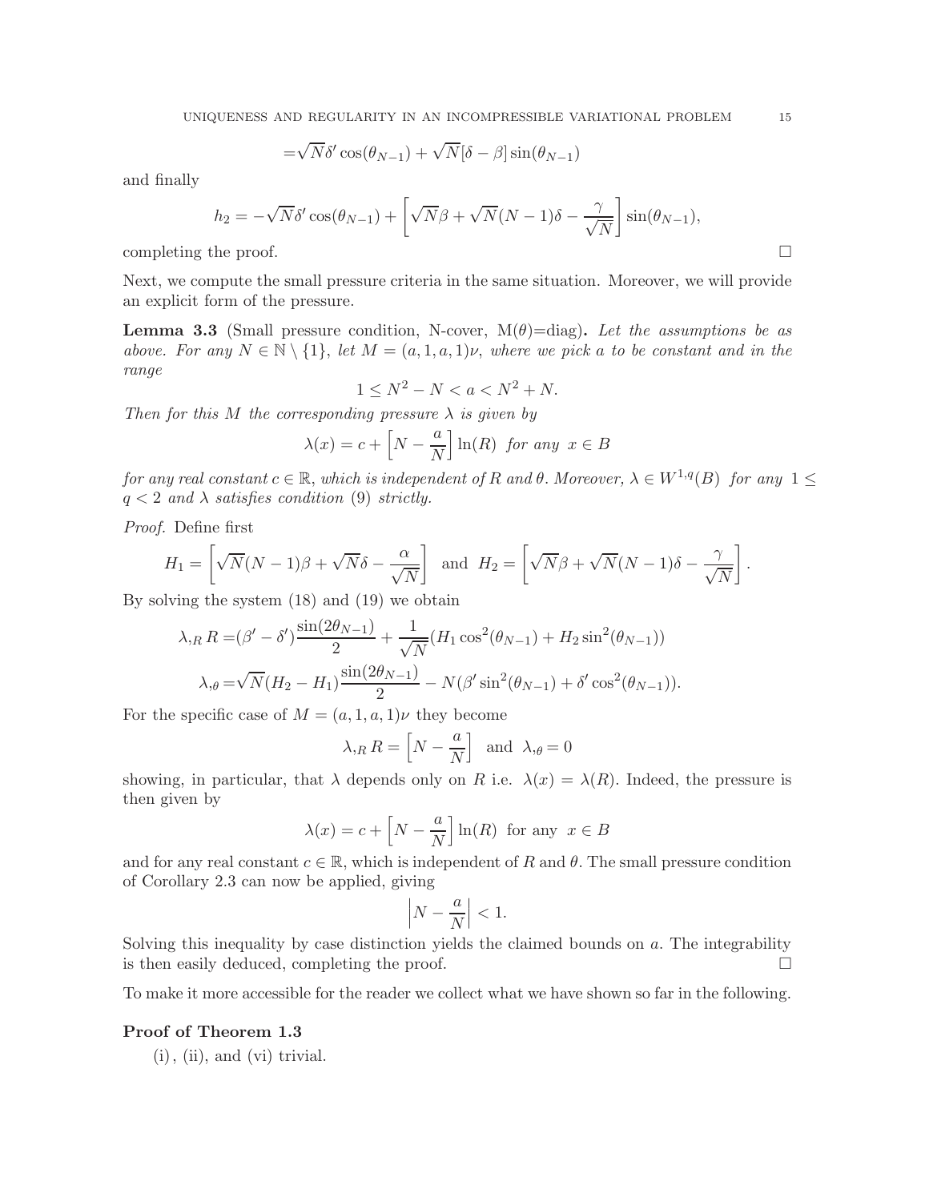$$=\sqrt{N}\delta' \cos(\theta_{N-1}) + \sqrt{N}[\delta - \beta] \sin(\theta_{N-1})$$

and finally

$$h_2 = -\sqrt{N}\delta' \cos(\theta_{N-1}) + \left[\sqrt{N}\beta + \sqrt{N}(N-1)\delta - \frac{\gamma}{\sqrt{N}}\right] \sin(\theta_{N-1}),$$

completing the proof. □

Next, we compute the small pressure criteria in the same situation. Moreover, we will provide an explicit form of the pressure.

**Lemma 3.3** (Small pressure condition, N-cover, M(θ)=diag)**.** *Let the assumptions be as above. For any $N \in \mathbb{N} \setminus \{1\}$, let $M = (a, 1, a, 1)\nu$, where we pick a to be constant and in the range*

$$1 \leq N^2 - N < a < N^2 + N.$$

*Then for this M the corresponding pressure λ is given by*

$$\lambda(x) = c + \left[N - \frac{a}{N}\right] \ln(R) \ \text{ for any } \ x \in B$$

*for any real constant $c \in \mathbb{R}$, which is independent of R and θ. Moreover, $\lambda \in W^{1,q}(B)$ for any $1 \leq q < 2$ and λ satisfies condition* (9) *strictly.*

*Proof.* Define first

$$H_1 = \left[\sqrt{N}(N-1)\beta + \sqrt{N}\delta - \frac{\alpha}{\sqrt{N}}\right] \ \text{ and } \ H_2 = \left[\sqrt{N}\beta + \sqrt{N}(N-1)\delta - \frac{\gamma}{\sqrt{N}}\right].$$

By solving the system (18) and (19) we obtain

$$\lambda_{,R}\, R = (\beta' - \delta')\frac{\sin(2\theta_{N-1})}{2} + \frac{1}{\sqrt{N}}(H_1 \cos^2(\theta_{N-1}) + H_2 \sin^2(\theta_{N-1}))$$

$$\lambda_{,\theta} = \sqrt{N}(H_2 - H_1)\frac{\sin(2\theta_{N-1})}{2} - N(\beta' \sin^2(\theta_{N-1}) + \delta' \cos^2(\theta_{N-1})).$$

For the specific case of $M = (a, 1, a, 1)\nu$ they become

$$\lambda_{,R}\, R = \left[N - \frac{a}{N}\right] \ \text{ and } \ \lambda_{,\theta} = 0$$

showing, in particular, that λ depends only on R i.e. $\lambda(x) = \lambda(R)$. Indeed, the pressure is then given by

$$\lambda(x) = c + \left[N - \frac{a}{N}\right] \ln(R) \ \text{ for any } \ x \in B$$

and for any real constant $c \in \mathbb{R}$, which is independent of R and θ. The small pressure condition of Corollary 2.3 can now be applied, giving

$$\left|N - \frac{a}{N}\right| < 1.$$

Solving this inequality by case distinction yields the claimed bounds on a. The integrability is then easily deduced, completing the proof. □

To make it more accessible for the reader we collect what we have shown so far in the following.

**Proof of Theorem 1.3**

(i), (ii), and (vi) trivial.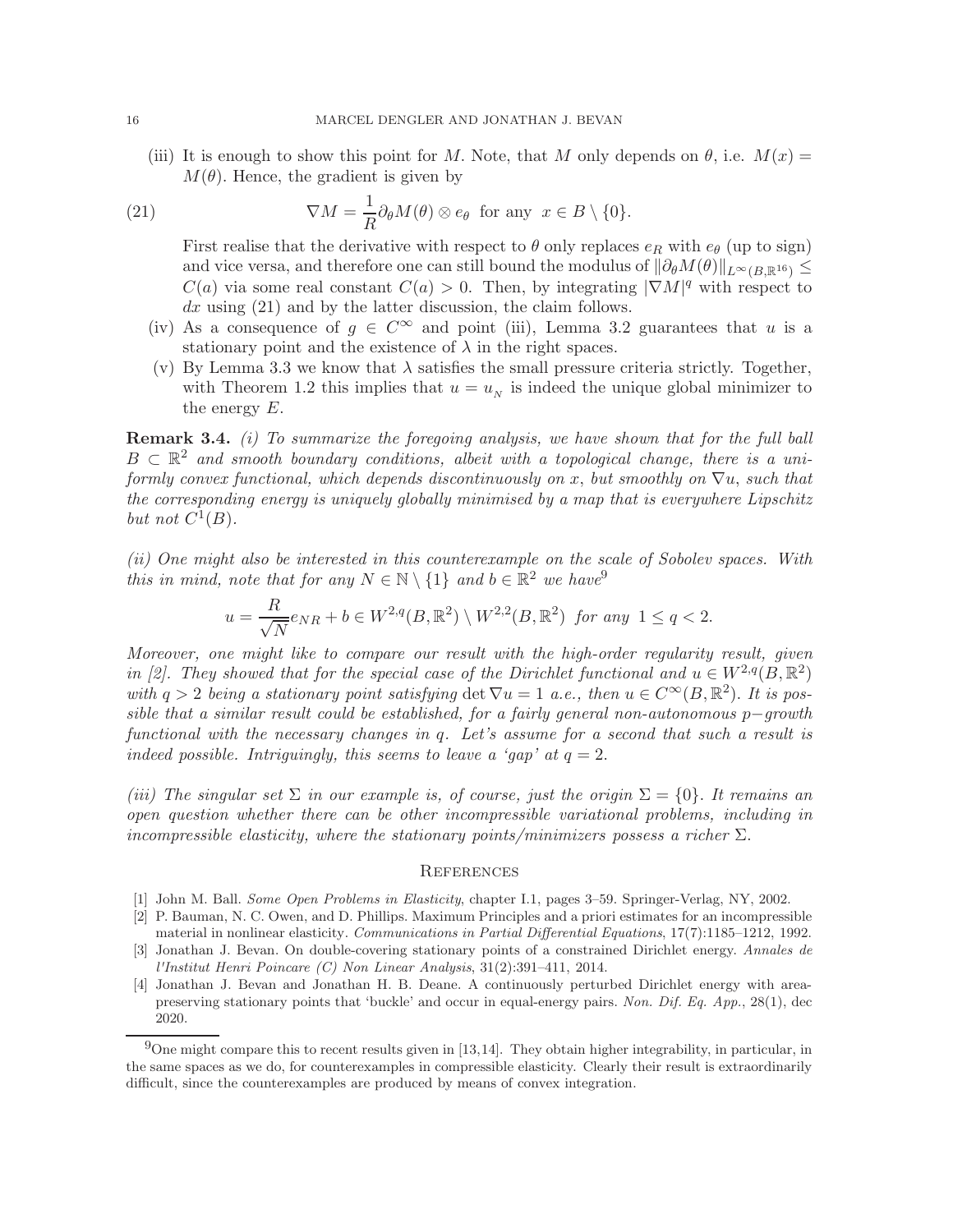(iii) It is enough to show this point for $M$. Note, that $M$ only depends on $\theta$, i.e. $M(x) = M(\theta)$. Hence, the gradient is given by

$$\nabla M = \frac{1}{R}\partial_\theta M(\theta) \otimes e_\theta \ \text{ for any } \ x \in B \setminus \{0\}. \tag{21}$$

First realise that the derivative with respect to $\theta$ only replaces $e_R$ with $e_\theta$ (up to sign) and vice versa, and therefore one can still bound the modulus of $\|\partial_\theta M(\theta)\|_{L^\infty(B,\mathbb{R}^{16})} \leq C(a)$ via some real constant $C(a) > 0$. Then, by integrating $|\nabla M|^q$ with respect to $dx$ using (21) and by the latter discussion, the claim follows.

(iv) As a consequence of $g \in C^\infty$ and point (iii), Lemma 3.2 guarantees that $u$ is a stationary point and the existence of $\lambda$ in the right spaces.

(v) By Lemma 3.3 we know that $\lambda$ satisfies the small pressure criteria strictly. Together, with Theorem 1.2 this implies that $u = u_{_N}$ is indeed the unique global minimizer to the energy $E$.

**Remark 3.4.** *(i) To summarize the foregoing analysis, we have shown that for the full ball $B \subset \mathbb{R}^2$ and smooth boundary conditions, albeit with a topological change, there is a uniformly convex functional, which depends discontinuously on $x$, but smoothly on $\nabla u$, such that the corresponding energy is uniquely globally minimised by a map that is everywhere Lipschitz but not $C^1(B)$.*

*(ii) One might also be interested in this counterexample on the scale of Sobolev spaces. With this in mind, note that for any $N \in \mathbb{N} \setminus \{1\}$ and $b \in \mathbb{R}^2$ we have*[9]

$$u = \frac{R}{\sqrt{N}} e_{NR} + b \in W^{2,q}(B, \mathbb{R}^2) \setminus W^{2,2}(B, \mathbb{R}^2) \ \text{ for any } \ 1 \leq q < 2.$$

*Moreover, one might like to compare our result with the high-order regularity result, given in [2]. They showed that for the special case of the Dirichlet functional and $u \in W^{2,q}(B, \mathbb{R}^2)$ with $q > 2$ being a stationary point satisfying $\det \nabla u = 1$ a.e., then $u \in C^\infty(B, \mathbb{R}^2)$. It is possible that a similar result could be established, for a fairly general non-autonomous $p-$growth functional with the necessary changes in $q$. Let's assume for a second that such a result is indeed possible. Intriguingly, this seems to leave a 'gap' at $q = 2$.*

*(iii) The singular set $\Sigma$ in our example is, of course, just the origin $\Sigma = \{0\}$. It remains an open question whether there can be other incompressible variational problems, including in incompressible elasticity, where the stationary points/minimizers possess a richer $\Sigma$.*

## References

[1] John M. Ball. *Some Open Problems in Elasticity*, chapter I.1, pages 3–59. Springer-Verlag, NY, 2002.

[2] P. Bauman, N. C. Owen, and D. Phillips. Maximum Principles and a priori estimates for an incompressible material in nonlinear elasticity. *Communications in Partial Differential Equations*, 17(7):1185–1212, 1992.

[3] Jonathan J. Bevan. On double-covering stationary points of a constrained Dirichlet energy. *Annales de l'Institut Henri Poincare (C) Non Linear Analysis*, 31(2):391–411, 2014.

[4] Jonathan J. Bevan and Jonathan H. B. Deane. A continuously perturbed Dirichlet energy with area-preserving stationary points that 'buckle' and occur in equal-energy pairs. *Non. Dif. Eq. App.*, 28(1), dec 2020.

[9] One might compare this to recent results given in [13,14]. They obtain higher integrability, in particular, in the same spaces as we do, for counterexamples in compressible elasticity. Clearly their result is extraordinarily difficult, since the counterexamples are produced by means of convex integration.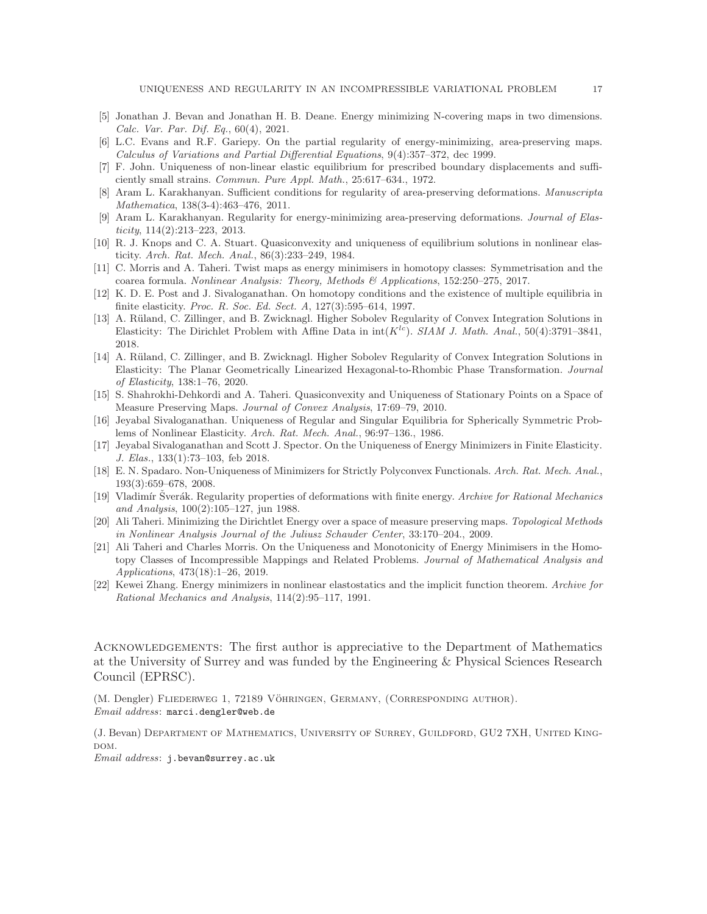[5] Jonathan J. Bevan and Jonathan H. B. Deane. Energy minimizing N-covering maps in two dimensions. *Calc. Var. Par. Dif. Eq.*, 60(4), 2021.

[6] L.C. Evans and R.F. Gariepy. On the partial regularity of energy-minimizing, area-preserving maps. *Calculus of Variations and Partial Differential Equations*, 9(4):357–372, dec 1999.

[7] F. John. Uniqueness of non-linear elastic equilibrium for prescribed boundary displacements and sufficiently small strains. *Commun. Pure Appl. Math.*, 25:617–634., 1972.

[8] Aram L. Karakhanyan. Sufficient conditions for regularity of area-preserving deformations. *Manuscripta Mathematica*, 138(3-4):463–476, 2011.

[9] Aram L. Karakhanyan. Regularity for energy-minimizing area-preserving deformations. *Journal of Elasticity*, 114(2):213–223, 2013.

[10] R. J. Knops and C. A. Stuart. Quasiconvexity and uniqueness of equilibrium solutions in nonlinear elasticity. *Arch. Rat. Mech. Anal.*, 86(3):233–249, 1984.

[11] C. Morris and A. Taheri. Twist maps as energy minimisers in homotopy classes: Symmetrisation and the coarea formula. *Nonlinear Analysis: Theory, Methods & Applications*, 152:250–275, 2017.

[12] K. D. E. Post and J. Sivaloganathan. On homotopy conditions and the existence of multiple equilibria in finite elasticity. *Proc. R. Soc. Ed. Sect. A*, 127(3):595–614, 1997.

[13] A. Rüland, C. Zillinger, and B. Zwicknagl. Higher Sobolev Regularity of Convex Integration Solutions in Elasticity: The Dirichlet Problem with Affine Data in $\mathrm{int}(K^{lc})$. *SIAM J. Math. Anal.*, 50(4):3791–3841, 2018.

[14] A. Rüland, C. Zillinger, and B. Zwicknagl. Higher Sobolev Regularity of Convex Integration Solutions in Elasticity: The Planar Geometrically Linearized Hexagonal-to-Rhombic Phase Transformation. *Journal of Elasticity*, 138:1–76, 2020.

[15] S. Shahrokhi-Dehkordi and A. Taheri. Quasiconvexity and Uniqueness of Stationary Points on a Space of Measure Preserving Maps. *Journal of Convex Analysis*, 17:69–79, 2010.

[16] Jeyabal Sivaloganathan. Uniqueness of Regular and Singular Equilibria for Spherically Symmetric Problems of Nonlinear Elasticity. *Arch. Rat. Mech. Anal.*, 96:97–136., 1986.

[17] Jeyabal Sivaloganathan and Scott J. Spector. On the Uniqueness of Energy Minimizers in Finite Elasticity. *J. Elas.*, 133(1):73–103, feb 2018.

[18] E. N. Spadaro. Non-Uniqueness of Minimizers for Strictly Polyconvex Functionals. *Arch. Rat. Mech. Anal.*, 193(3):659–678, 2008.

[19] Vladimír Šverák. Regularity properties of deformations with finite energy. *Archive for Rational Mechanics and Analysis*, 100(2):105–127, jun 1988.

[20] Ali Taheri. Minimizing the Dirichtlet Energy over a space of measure preserving maps. *Topological Methods in Nonlinear Analysis Journal of the Juliusz Schauder Center*, 33:170–204., 2009.

[21] Ali Taheri and Charles Morris. On the Uniqueness and Monotonicity of Energy Minimisers in the Homotopy Classes of Incompressible Mappings and Related Problems. *Journal of Mathematical Analysis and Applications*, 473(18):1–26, 2019.

[22] Kewei Zhang. Energy minimizers in nonlinear elastostatics and the implicit function theorem. *Archive for Rational Mechanics and Analysis*, 114(2):95–117, 1991.

Acknowledgements: The first author is appreciative to the Department of Mathematics at the University of Surrey and was funded by the Engineering & Physical Sciences Research Council (EPRSC).

(M. Dengler) Fliederweg 1, 72189 Vöhringen, Germany, (Corresponding author).
*Email address*: marci.dengler@web.de

(J. Bevan) Department of Mathematics, University of Surrey, Guildford, GU2 7XH, United Kingdom.
*Email address*: j.bevan@surrey.ac.uk